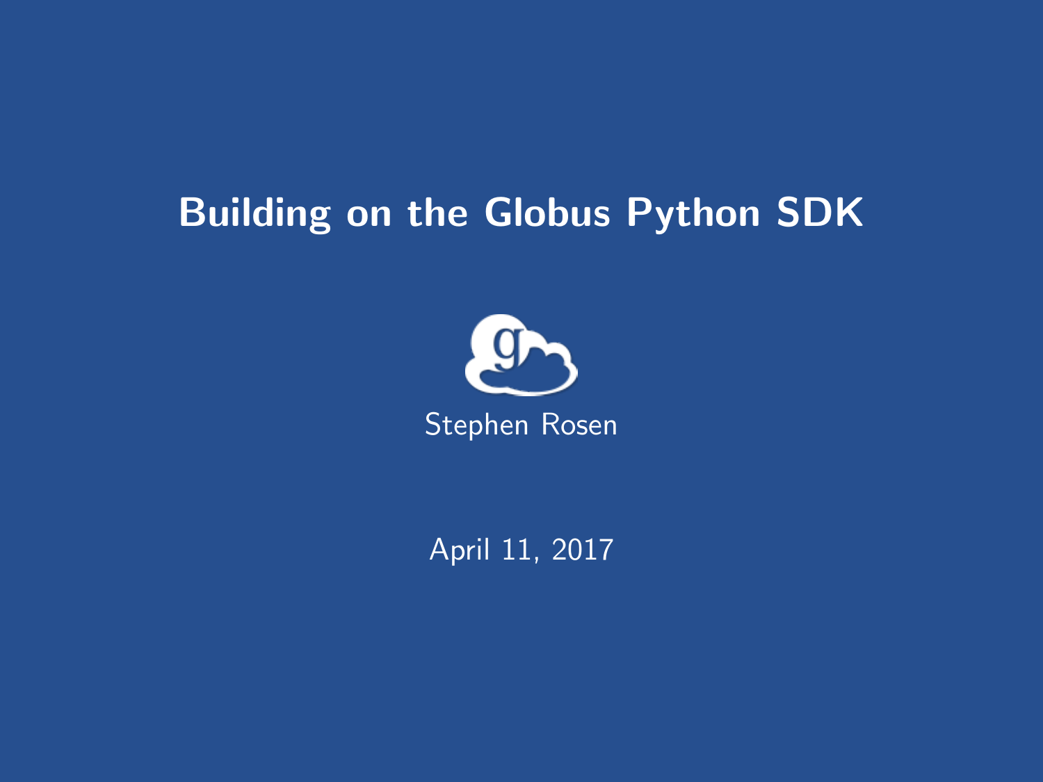# Building on the Globus Python SDK

Stephen Rosen

April 11, 2017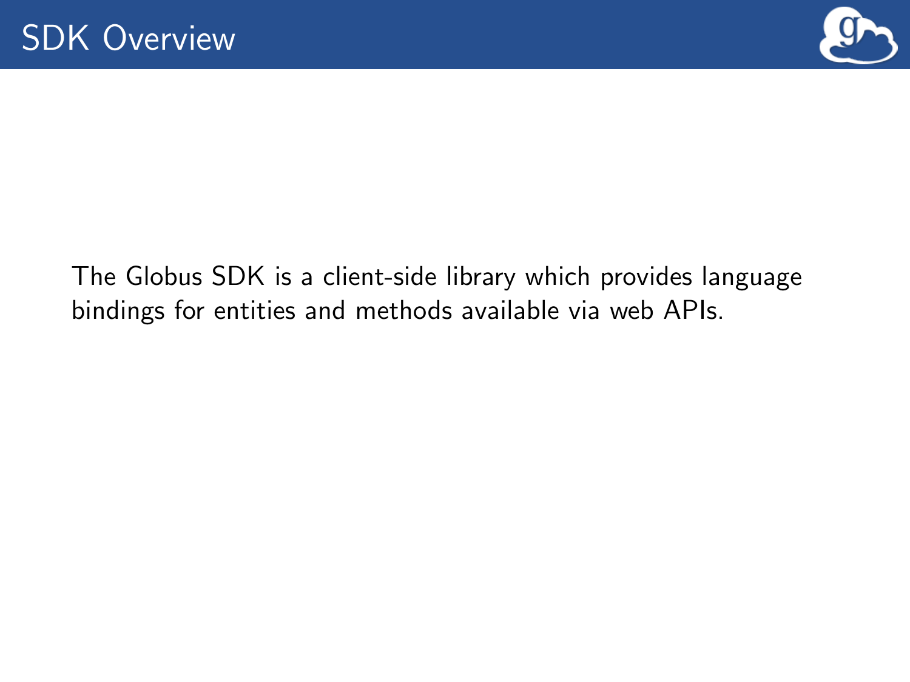# SDK Overview

The Globus SDK is a client-side library which provides language bindings for entities and methods available via web APIs.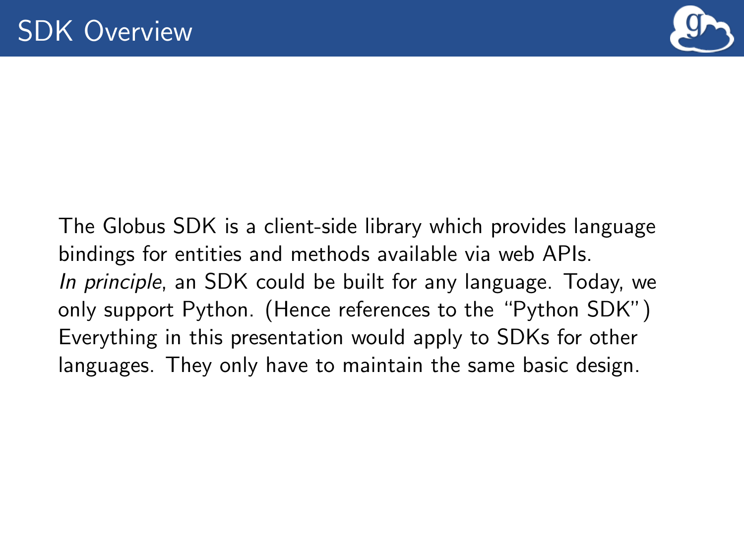# SDK Overview

The Globus SDK is a client-side library which provides language bindings for entities and methods available via web APIs.

*In principle*, an SDK could be built for any language. Today, we only support Python. (Hence references to the "Python SDK")

Everything in this presentation would apply to SDKs for other languages. They only have to maintain the same basic design.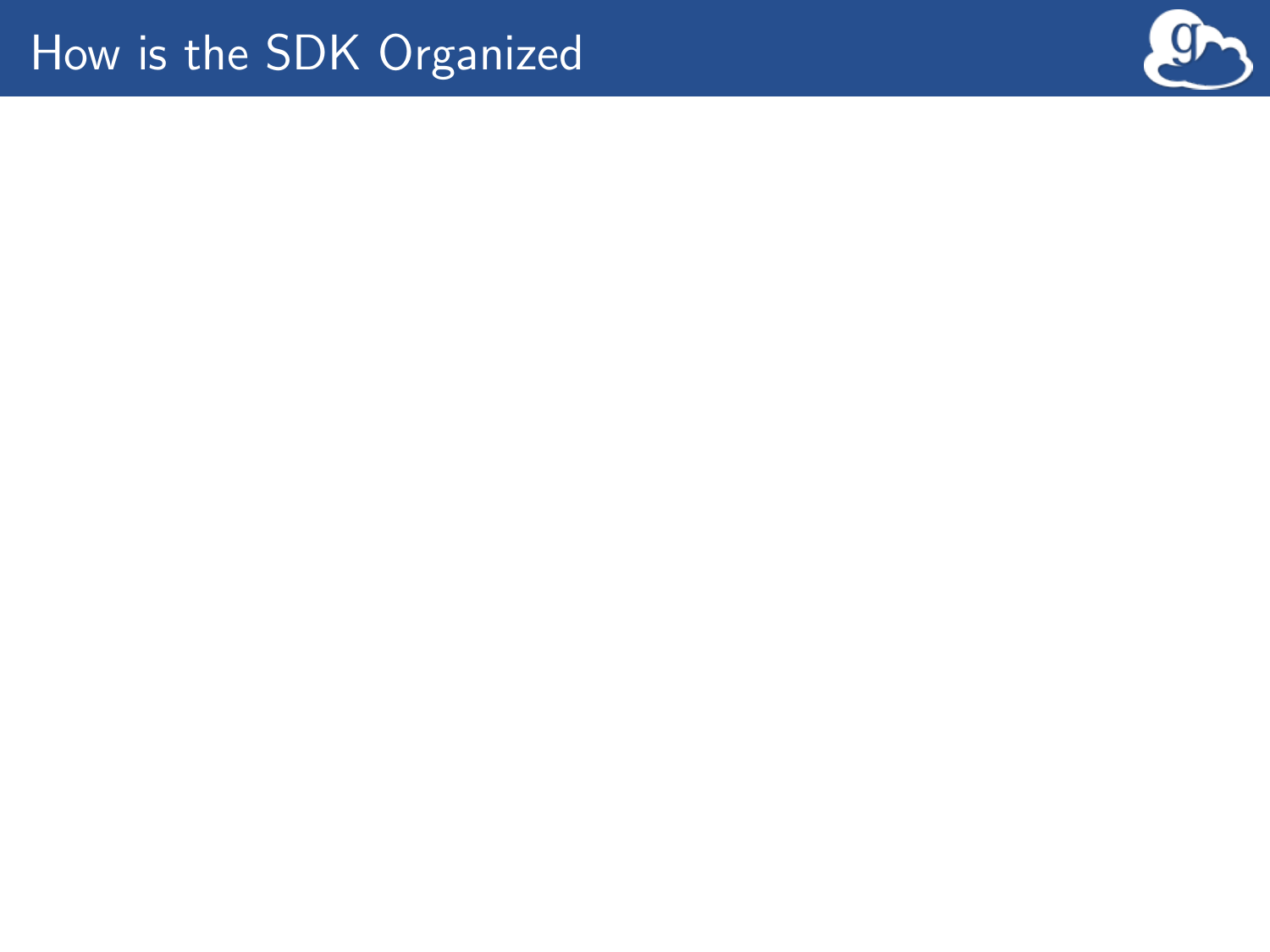# How is the SDK Organized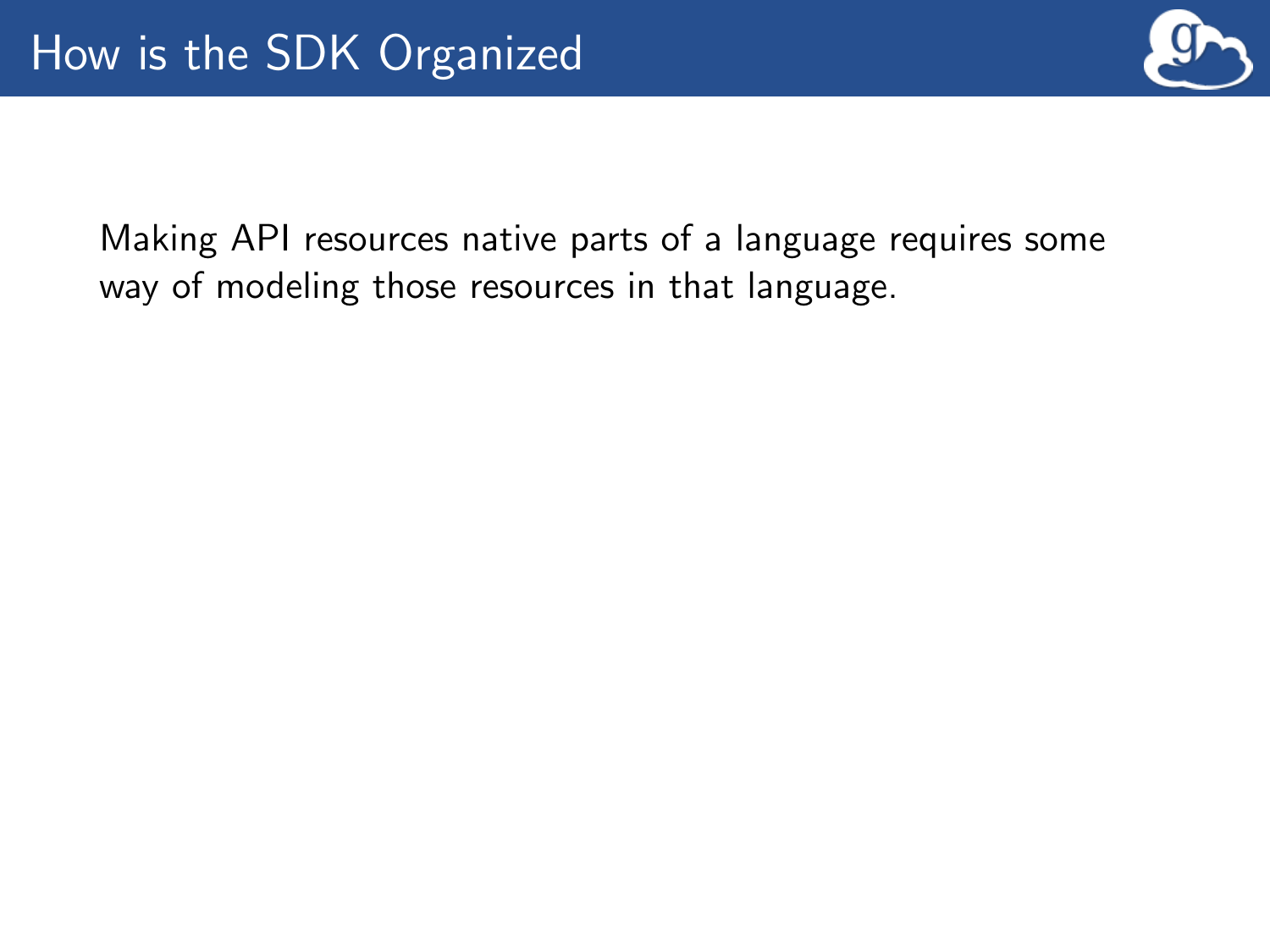# How is the SDK Organized

Making API resources native parts of a language requires some way of modeling those resources in that language.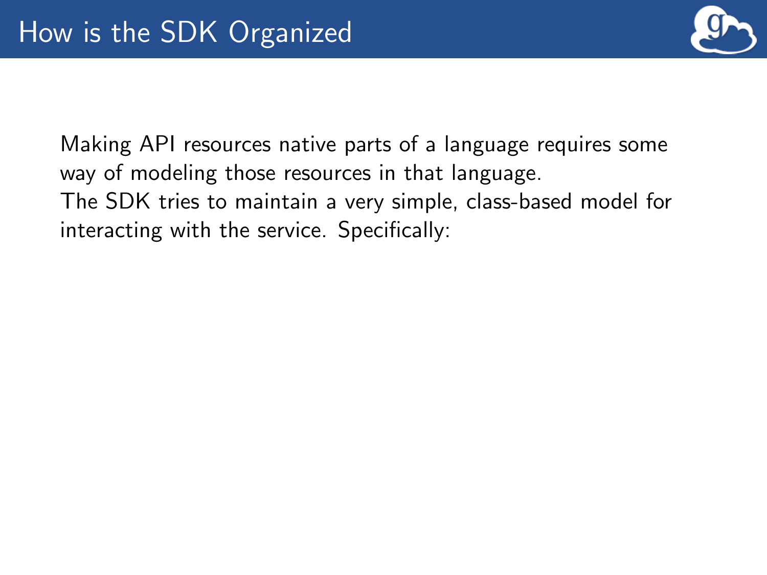# How is the SDK Organized

Making API resources native parts of a language requires some way of modeling those resources in that language.

The SDK tries to maintain a very simple, class-based model for interacting with the service. Specifically: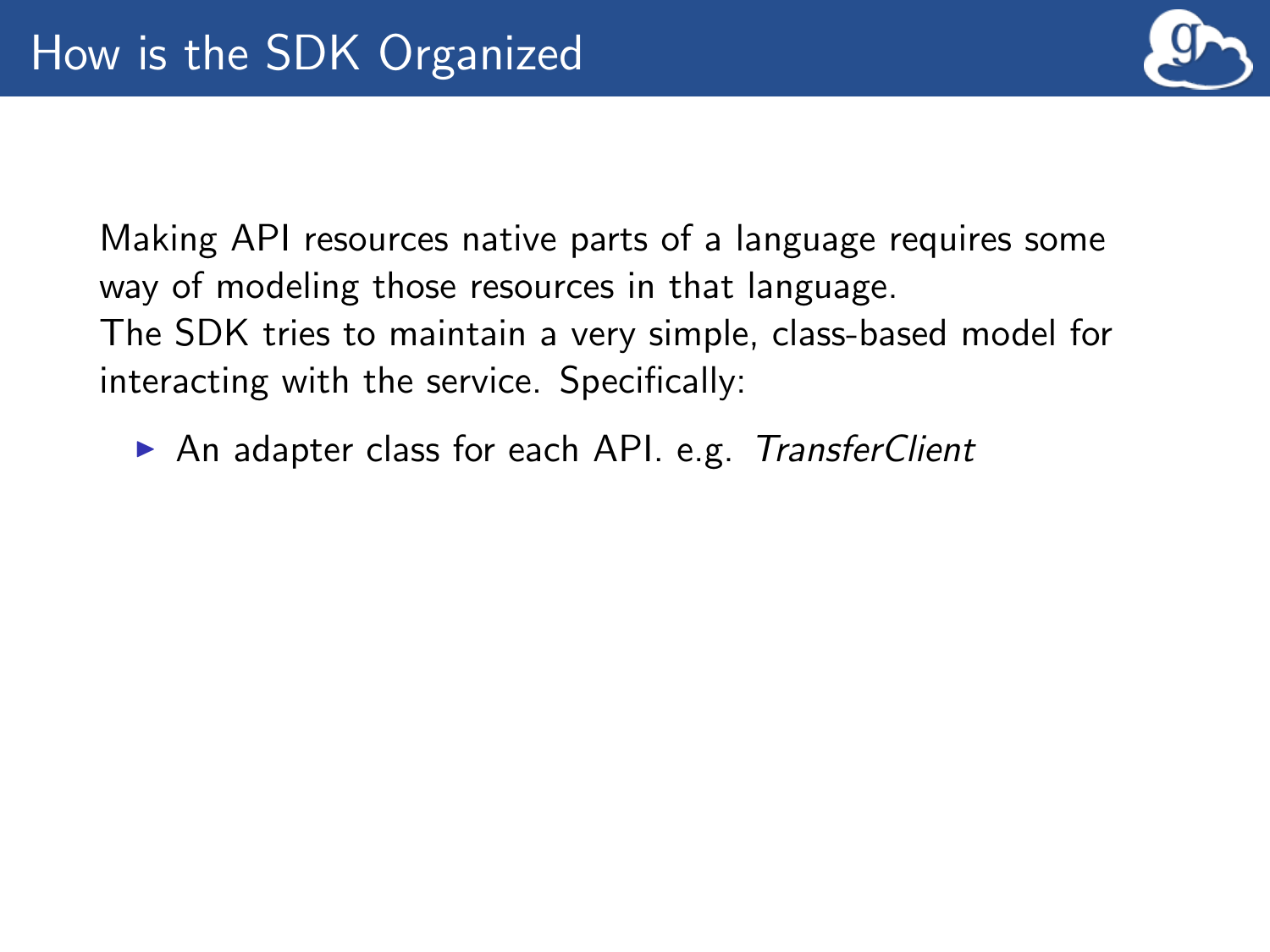# How is the SDK Organized

Making API resources native parts of a language requires some way of modeling those resources in that language.
The SDK tries to maintain a very simple, class-based model for interacting with the service. Specifically:

- An adapter class for each API. e.g. *TransferClient*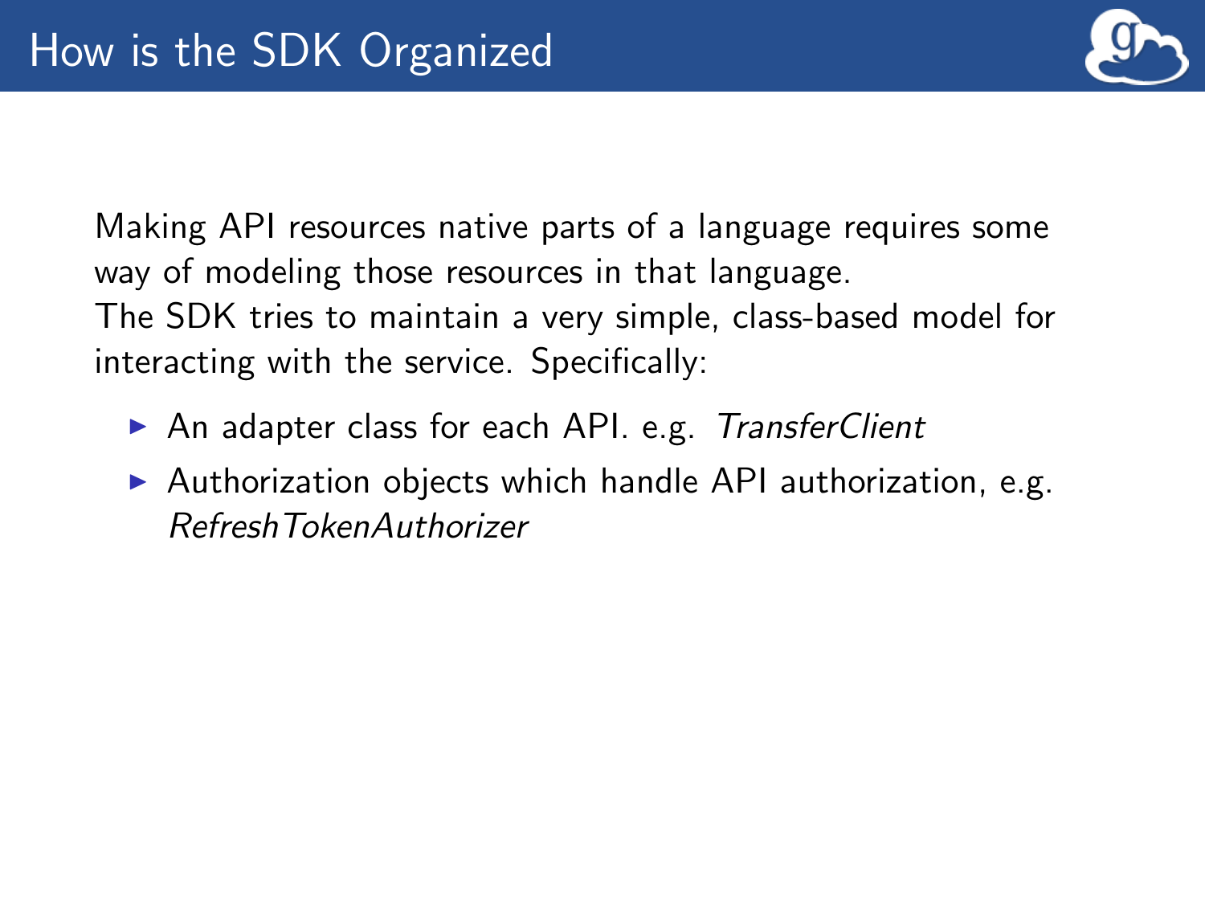# How is the SDK Organized

Making API resources native parts of a language requires some way of modeling those resources in that language.
The SDK tries to maintain a very simple, class-based model for interacting with the service. Specifically:

- An adapter class for each API. e.g. *TransferClient*
- Authorization objects which handle API authorization, e.g. *RefreshTokenAuthorizer*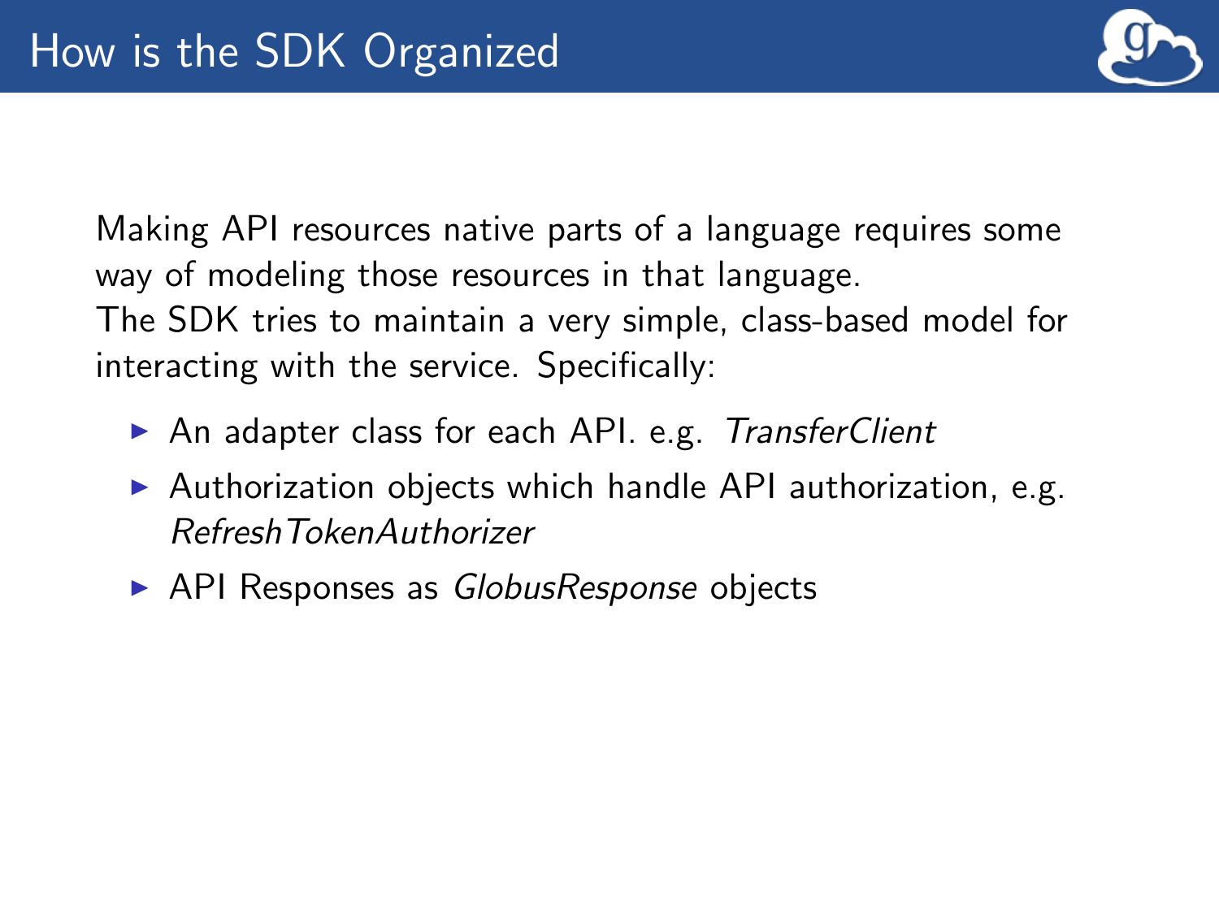# How is the SDK Organized

Making API resources native parts of a language requires some way of modeling those resources in that language.
The SDK tries to maintain a very simple, class-based model for interacting with the service. Specifically:

- An adapter class for each API. e.g. *TransferClient*
- Authorization objects which handle API authorization, e.g. *RefreshTokenAuthorizer*
- API Responses as *GlobusResponse* objects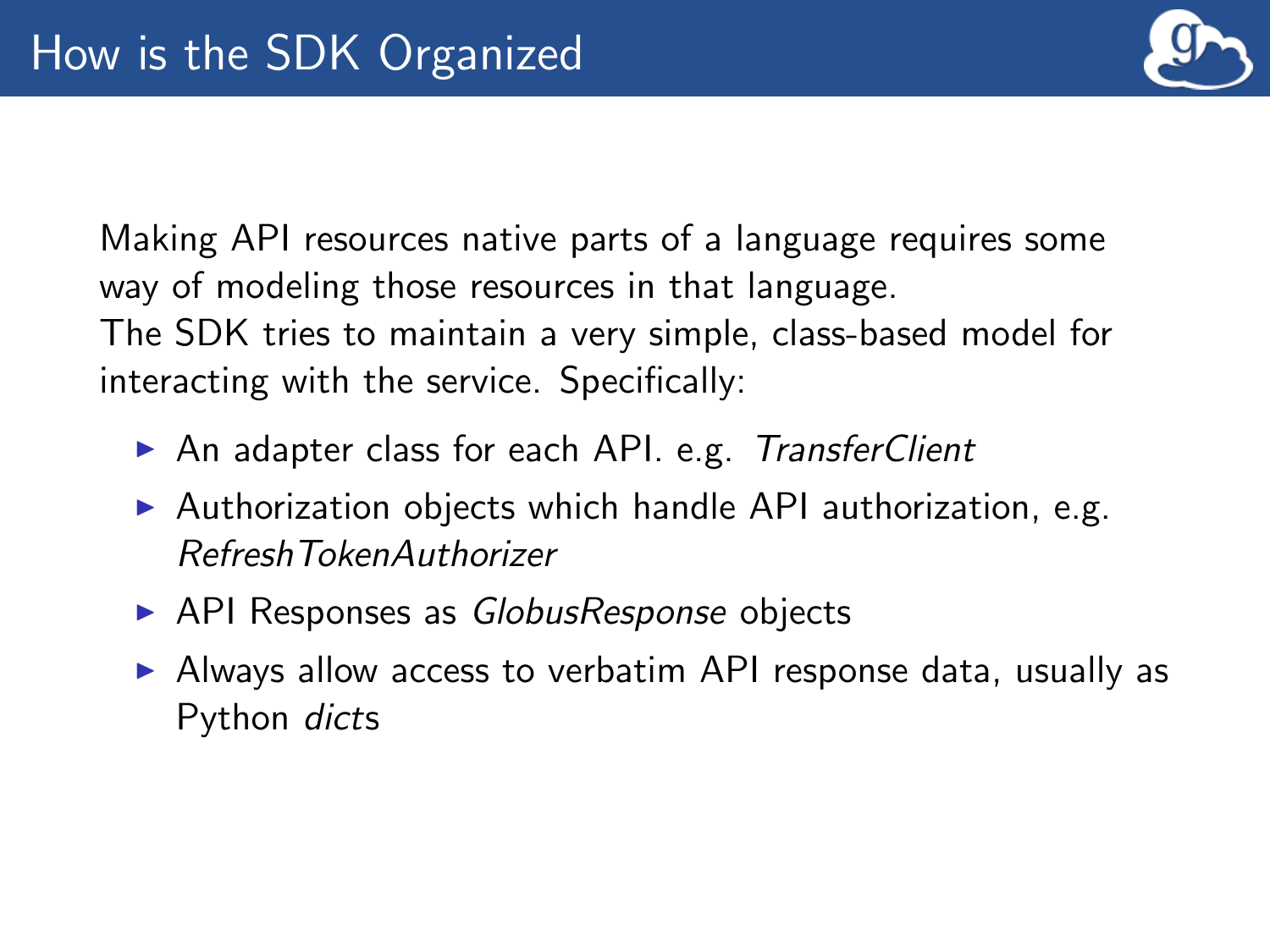# How is the SDK Organized

Making API resources native parts of a language requires some way of modeling those resources in that language.
The SDK tries to maintain a very simple, class-based model for interacting with the service. Specifically:

- An adapter class for each API. e.g. *TransferClient*
- Authorization objects which handle API authorization, e.g. *RefreshTokenAuthorizer*
- API Responses as *GlobusResponse* objects
- Always allow access to verbatim API response data, usually as Python *dict*s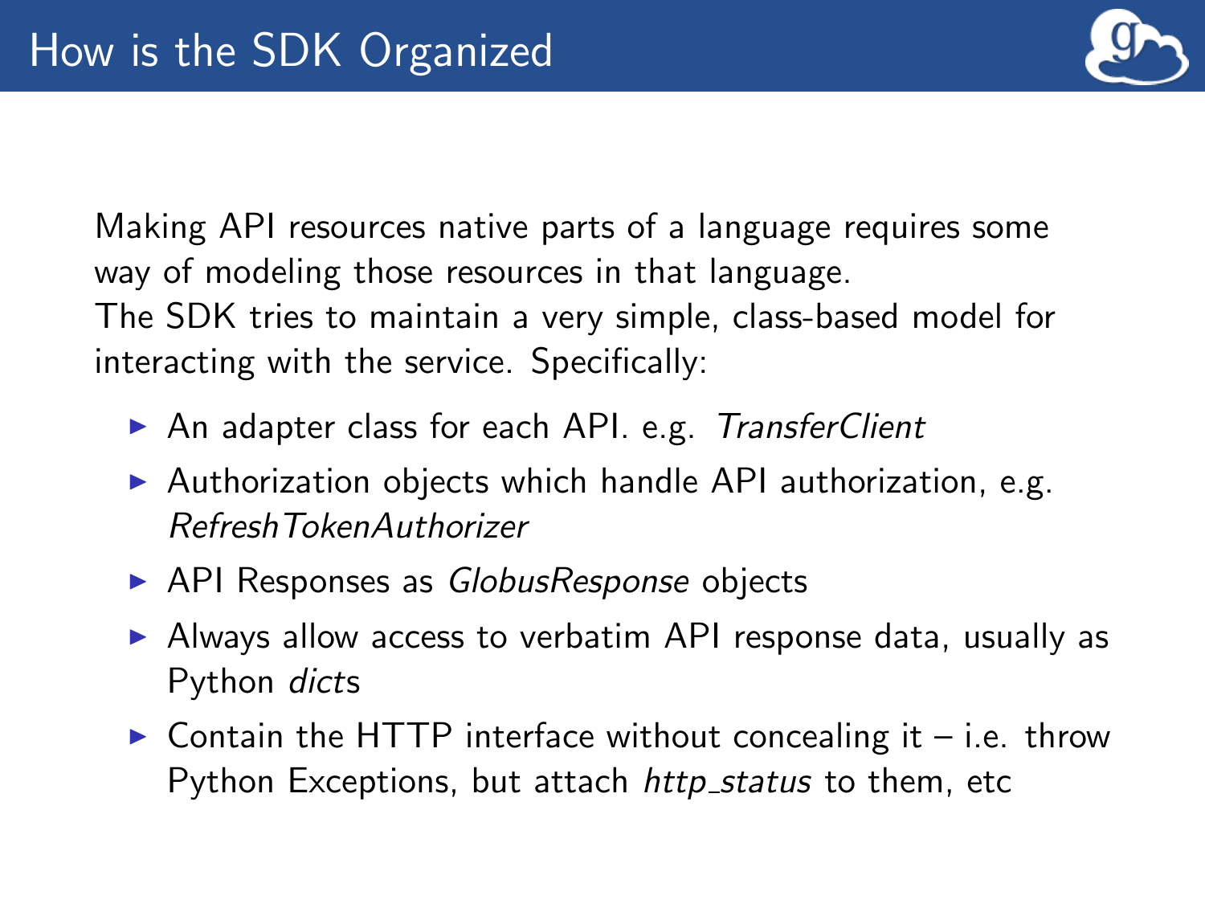# How is the SDK Organized

Making API resources native parts of a language requires some way of modeling those resources in that language.
The SDK tries to maintain a very simple, class-based model for interacting with the service. Specifically:

- An adapter class for each API. e.g. *TransferClient*
- Authorization objects which handle API authorization, e.g. *RefreshTokenAuthorizer*
- API Responses as *GlobusResponse* objects
- Always allow access to verbatim API response data, usually as Python *dict*s
- Contain the HTTP interface without concealing it – i.e. throw Python Exceptions, but attach *http_status* to them, etc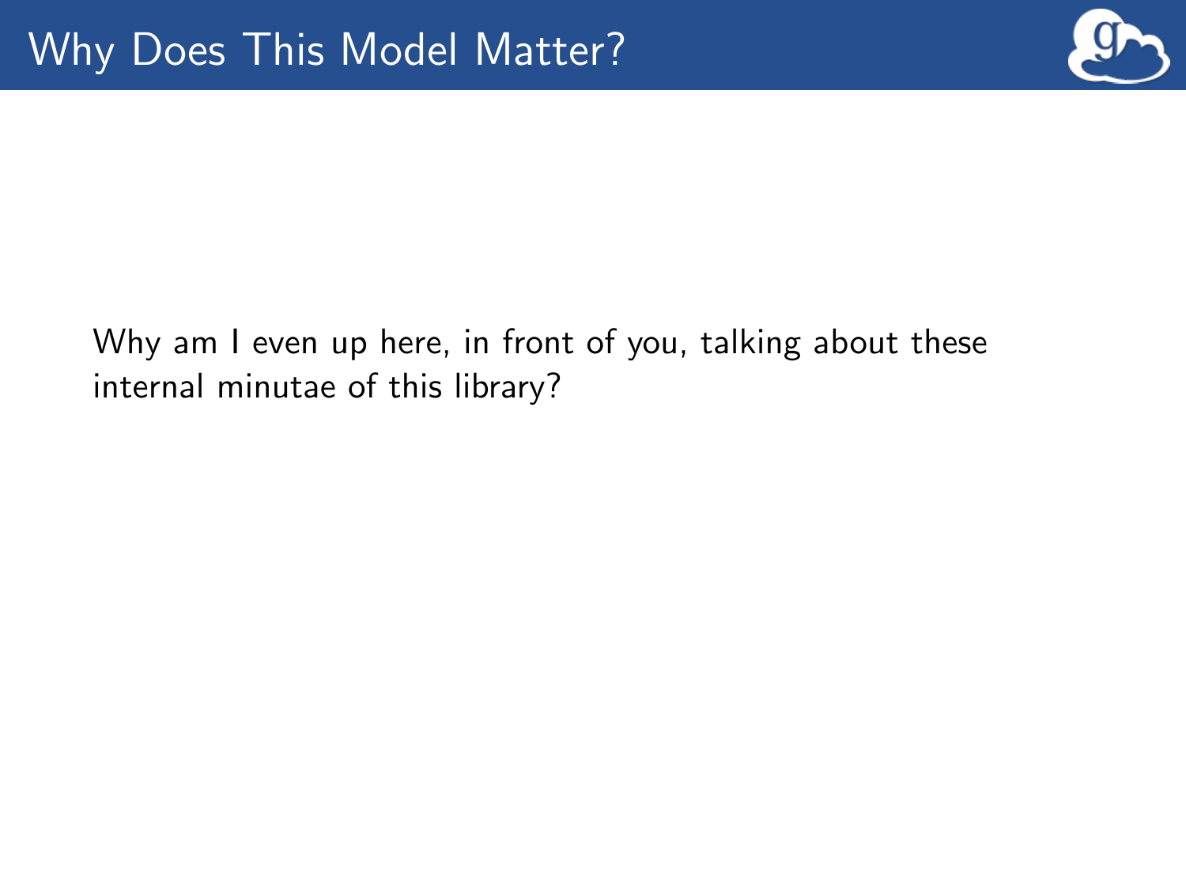# Why Does This Model Matter?

Why am I even up here, in front of you, talking about these internal minutae of this library?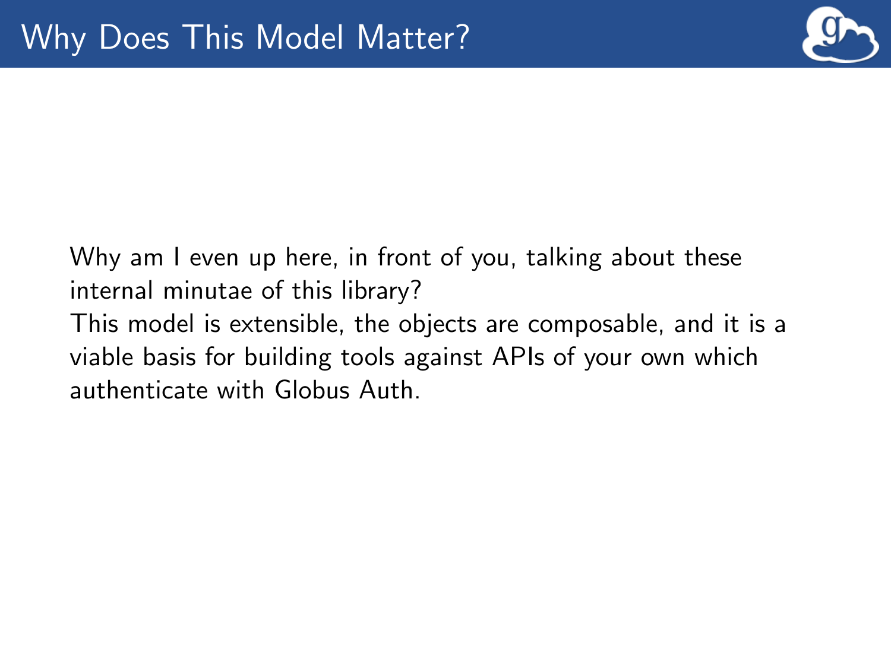# Why Does This Model Matter?

Why am I even up here, in front of you, talking about these internal minutae of this library?
This model is extensible, the objects are composable, and it is a viable basis for building tools against APIs of your own which authenticate with Globus Auth.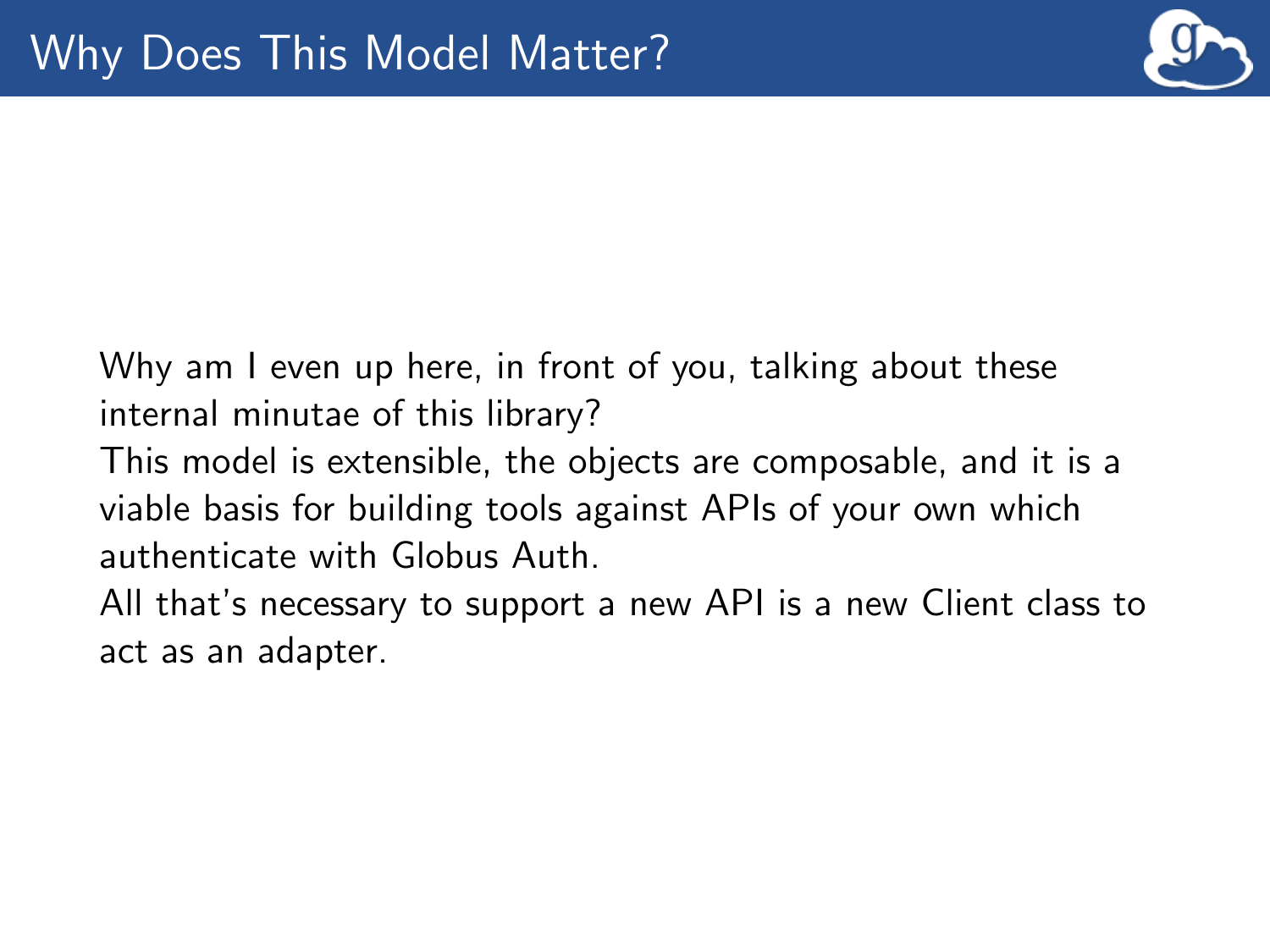# Why Does This Model Matter?

Why am I even up here, in front of you, talking about these internal minutae of this library?

This model is extensible, the objects are composable, and it is a viable basis for building tools against APIs of your own which authenticate with Globus Auth.

All that's necessary to support a new API is a new Client class to act as an adapter.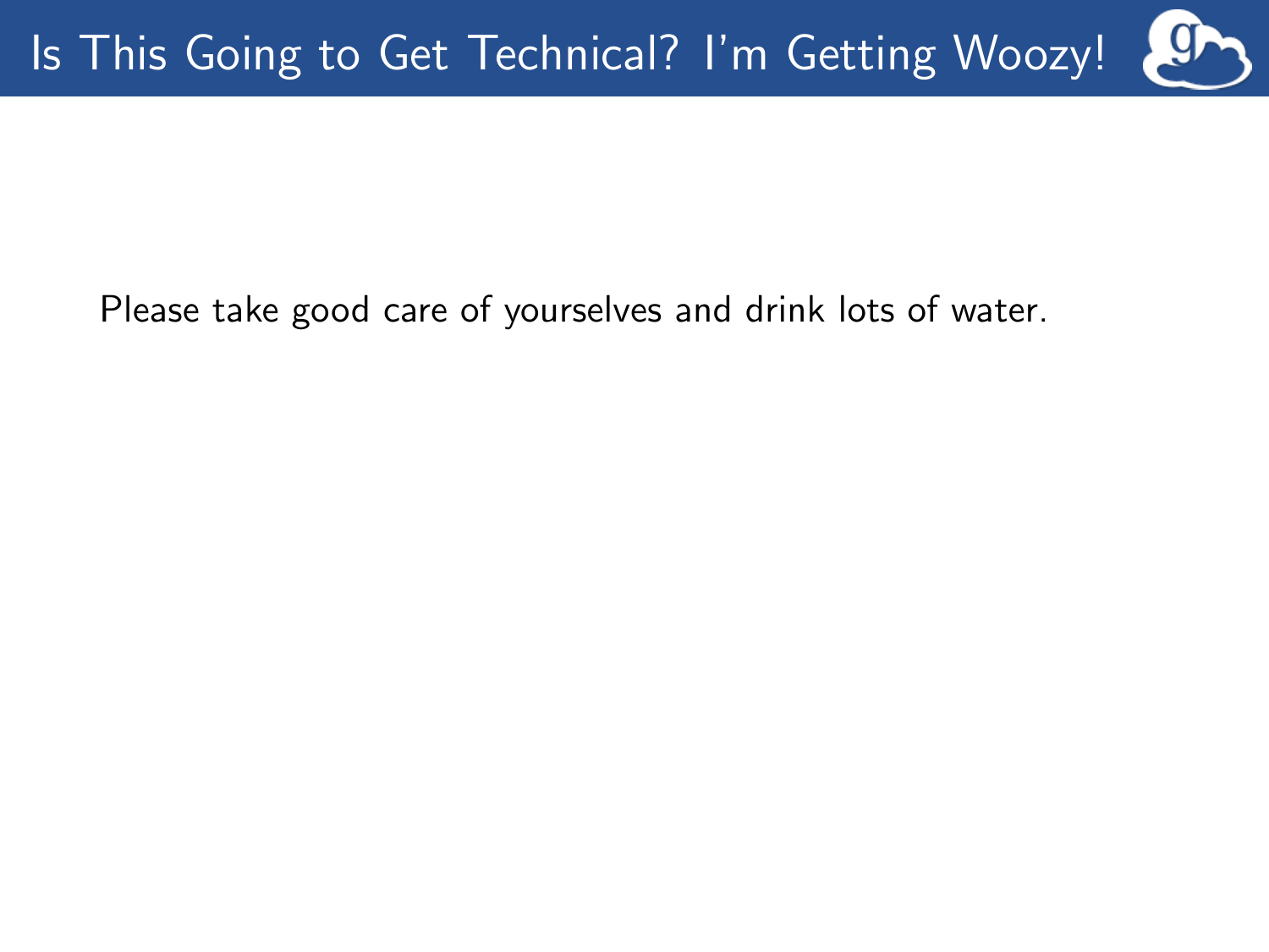# Is This Going to Get Technical? I'm Getting Woozy!

Please take good care of yourselves and drink lots of water.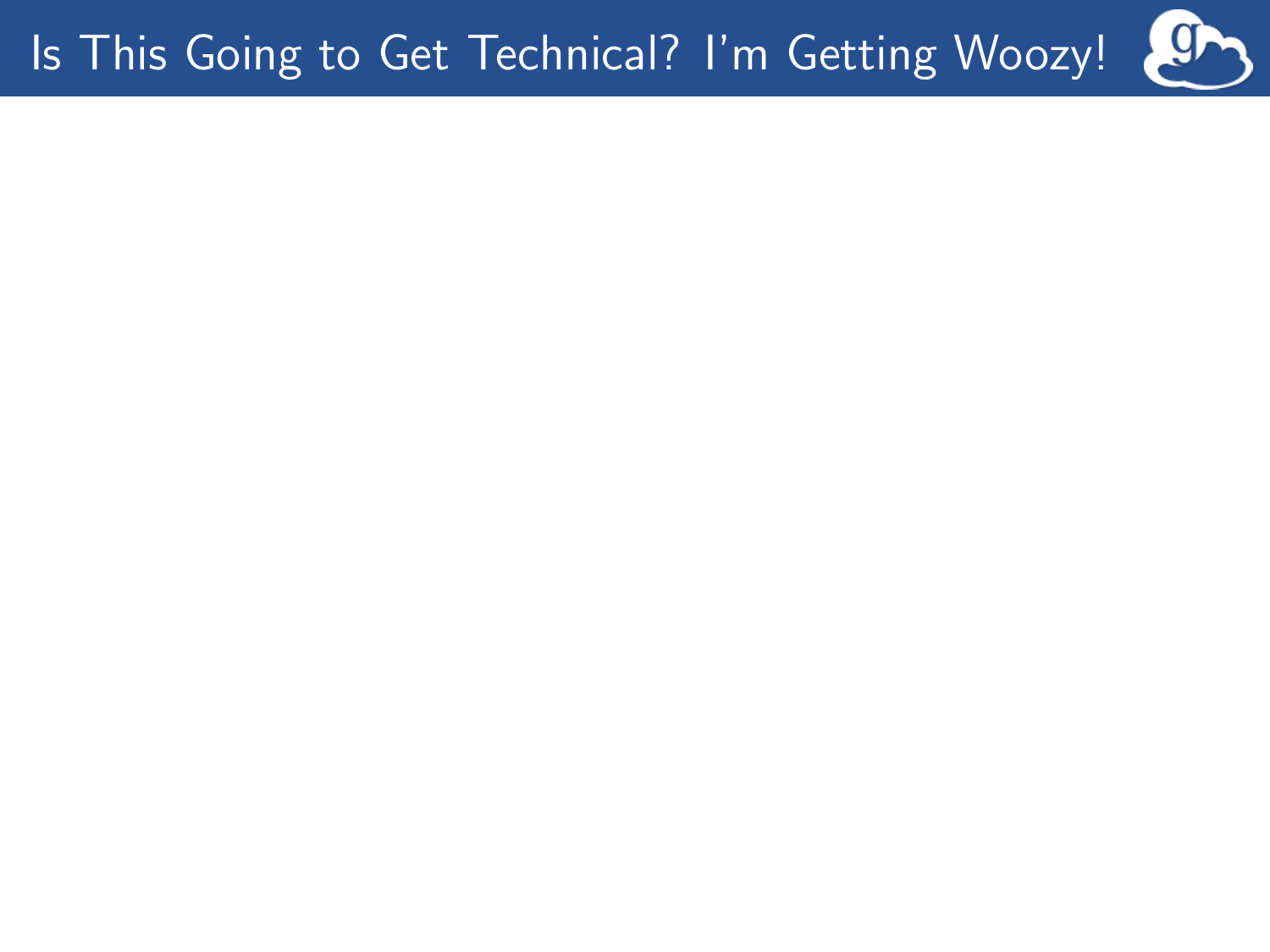# Is This Going to Get Technical? I'm Getting Woozy!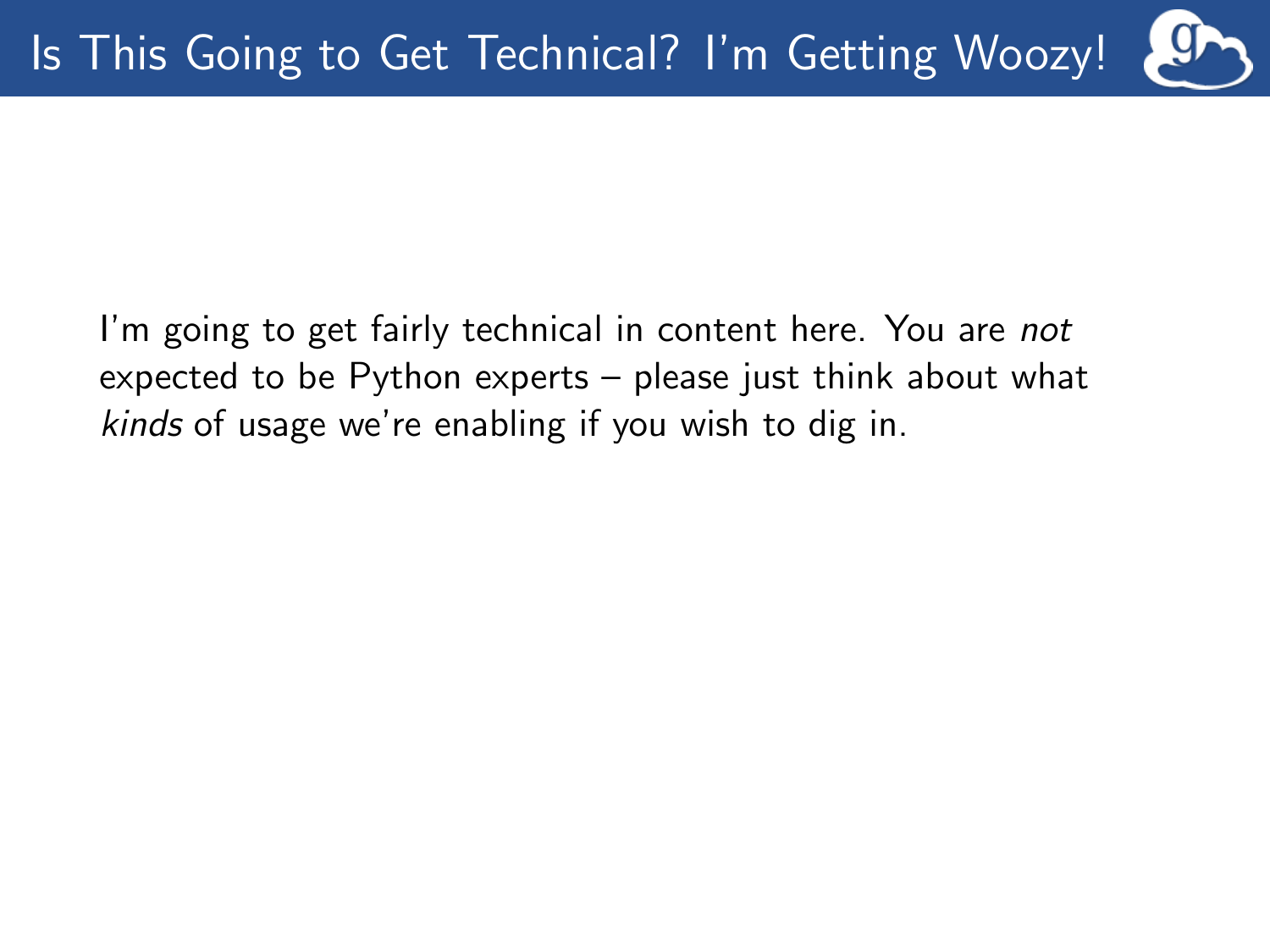# Is This Going to Get Technical? I'm Getting Woozy!

I'm going to get fairly technical in content here. You are *not* expected to be Python experts – please just think about what *kinds* of usage we're enabling if you wish to dig in.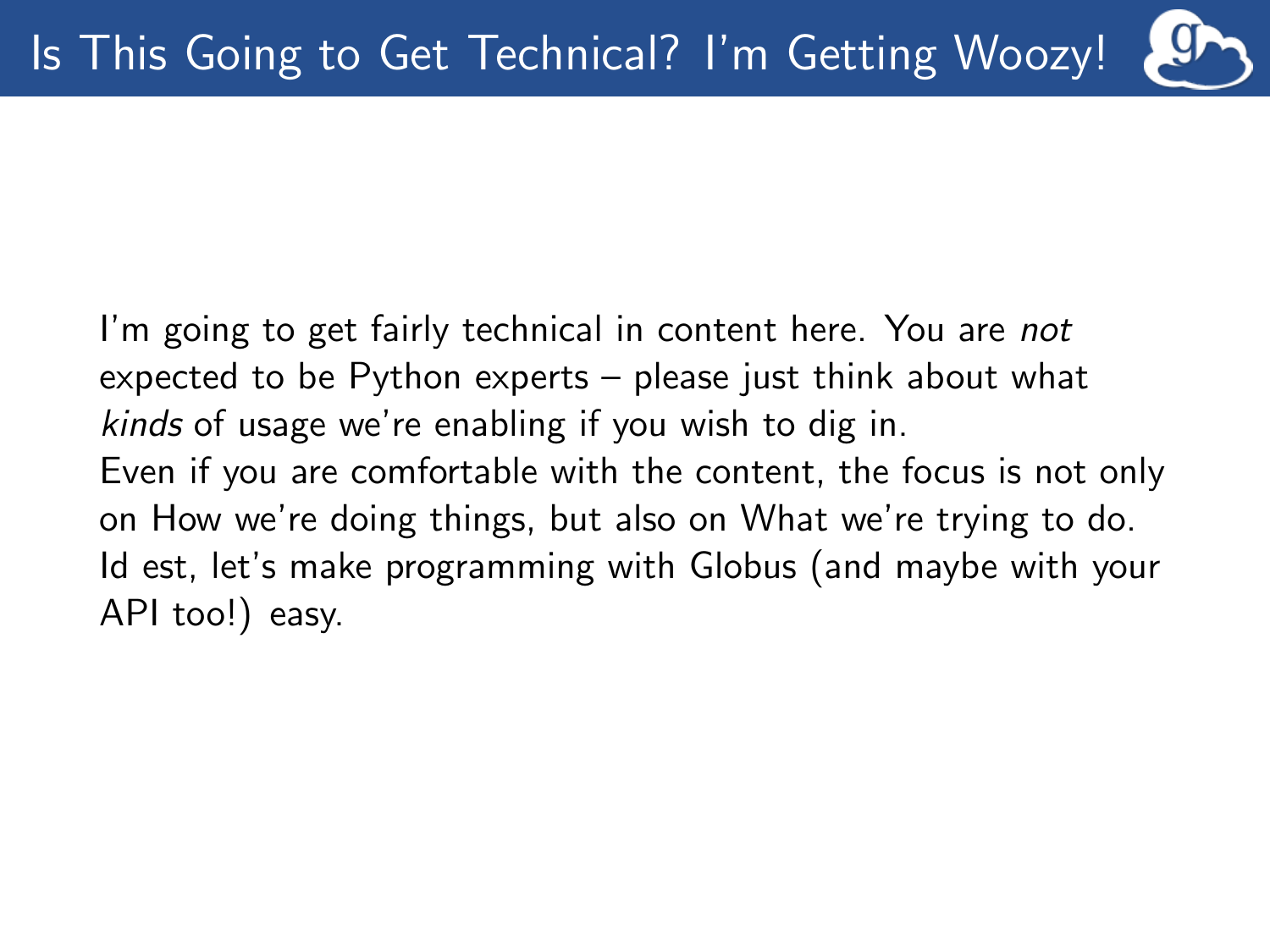# Is This Going to Get Technical? I'm Getting Woozy!

I'm going to get fairly technical in content here. You are *not* expected to be Python experts – please just think about what *kinds* of usage we're enabling if you wish to dig in.

Even if you are comfortable with the content, the focus is not only on How we're doing things, but also on What we're trying to do.

Id est, let's make programming with Globus (and maybe with your API too!) easy.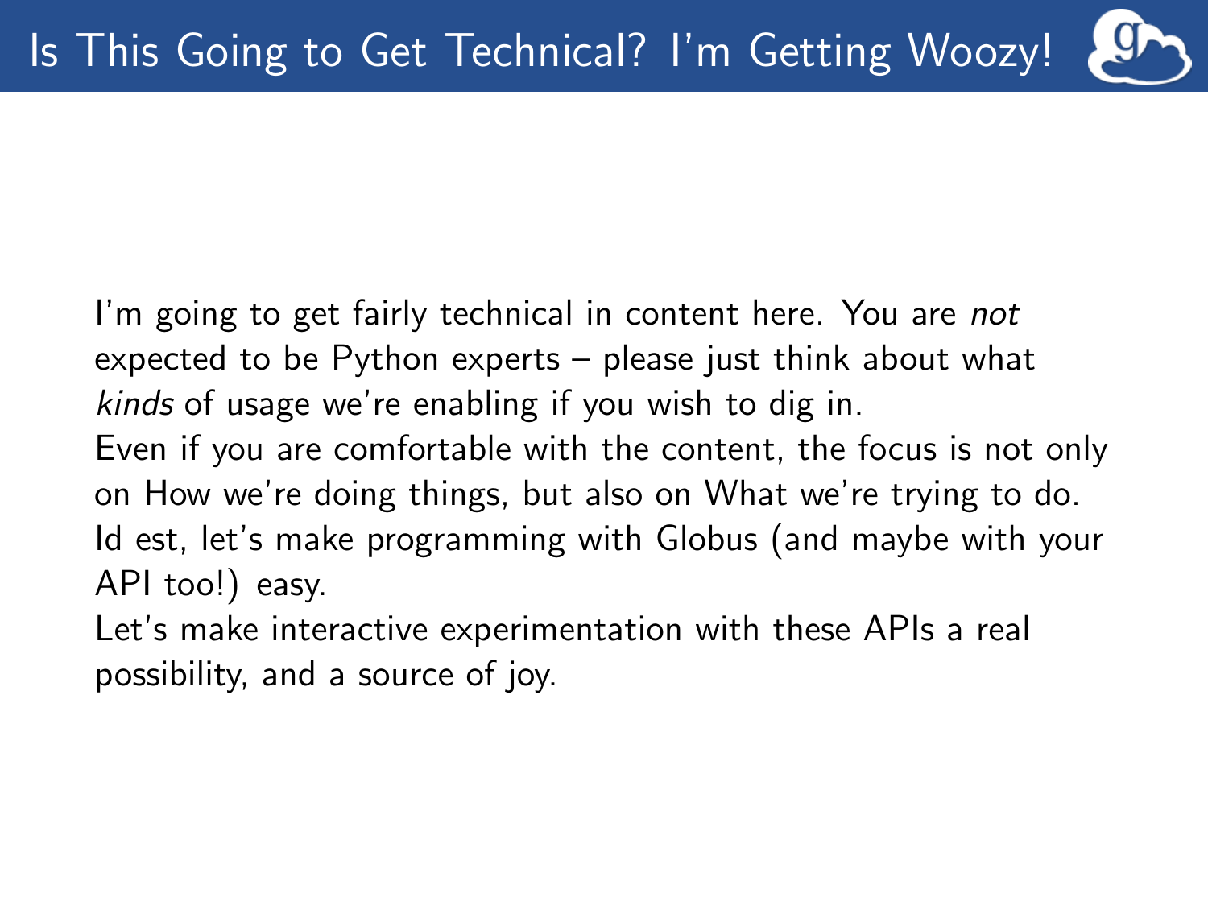# Is This Going to Get Technical? I'm Getting Woozy!

I'm going to get fairly technical in content here. You are *not* expected to be Python experts – please just think about what *kinds* of usage we're enabling if you wish to dig in.

Even if you are comfortable with the content, the focus is not only on How we're doing things, but also on What we're trying to do.

Id est, let's make programming with Globus (and maybe with your API too!) easy.

Let's make interactive experimentation with these APIs a real possibility, and a source of joy.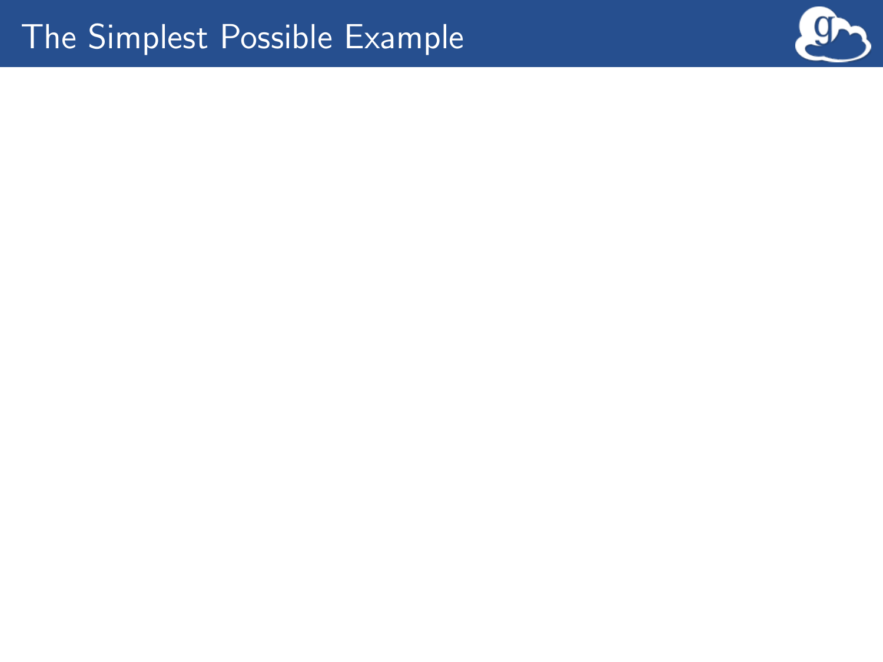# The Simplest Possible Example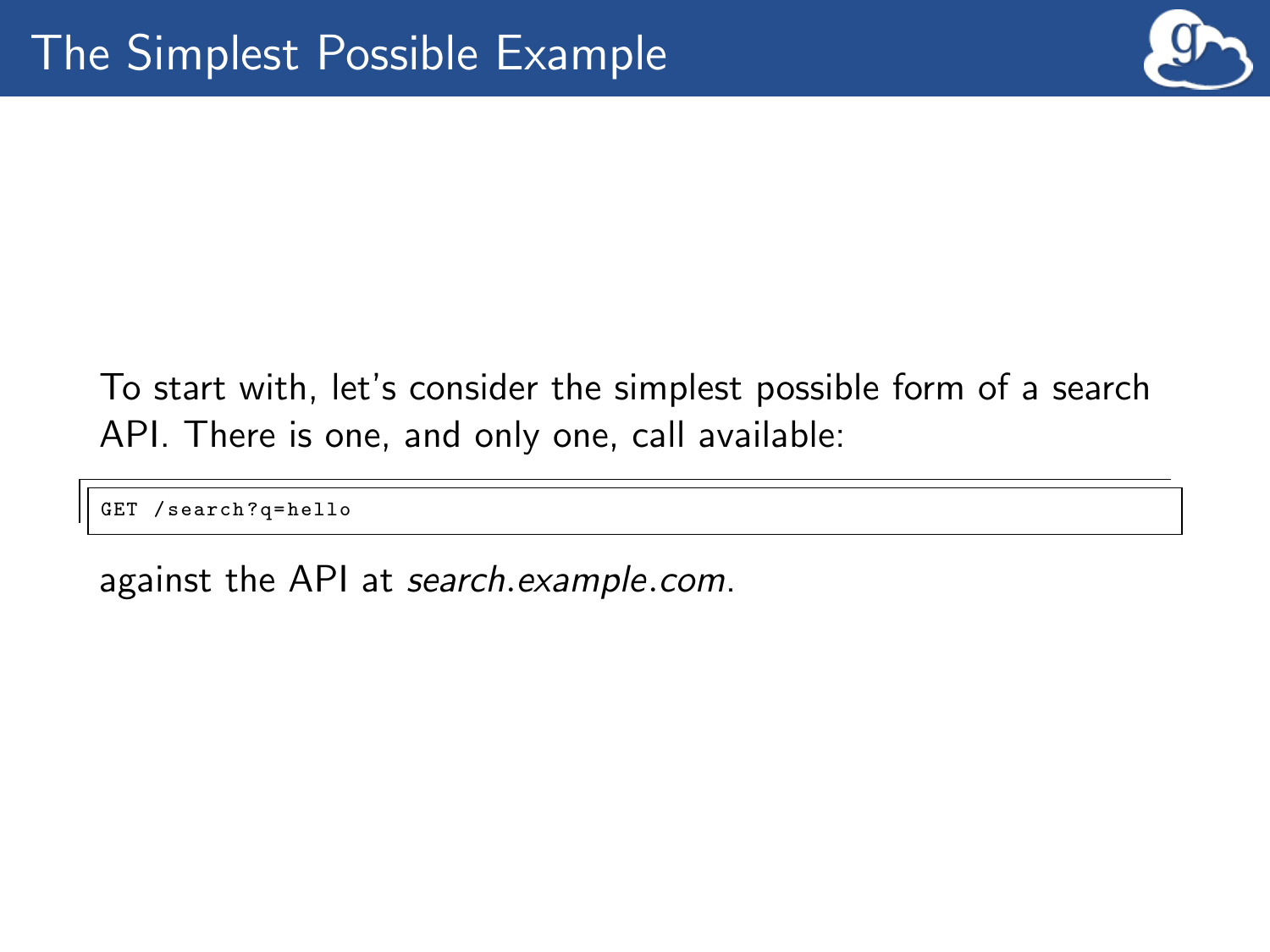# The Simplest Possible Example

To start with, let's consider the simplest possible form of a search API. There is one, and only one, call available:

```
GET /search?q=hello
```

against the API at *search.example.com*.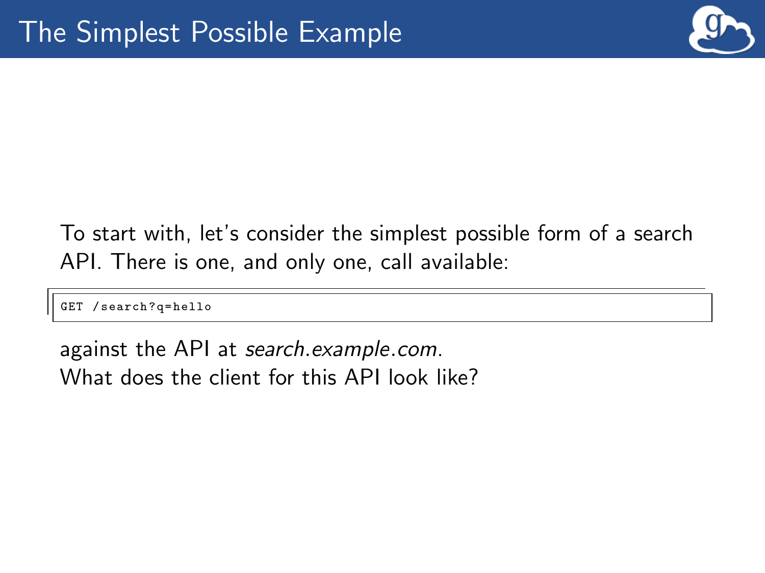# The Simplest Possible Example

To start with, let's consider the simplest possible form of a search API. There is one, and only one, call available:

```
GET /search?q=hello
```

against the API at *search.example.com*.
What does the client for this API look like?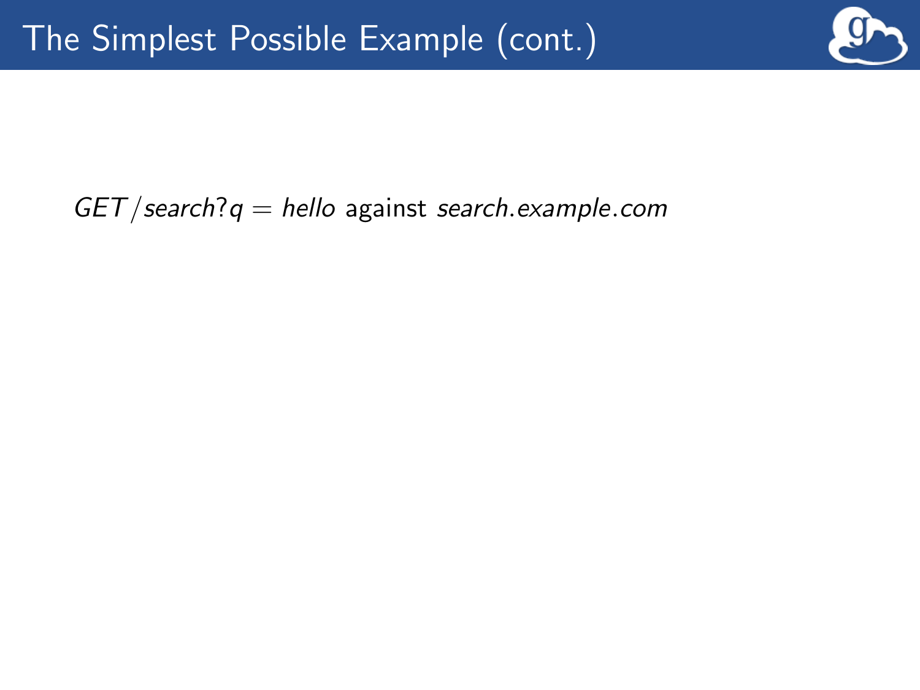# The Simplest Possible Example (cont.)

$GET /search?q = hello$ against $search.example.com$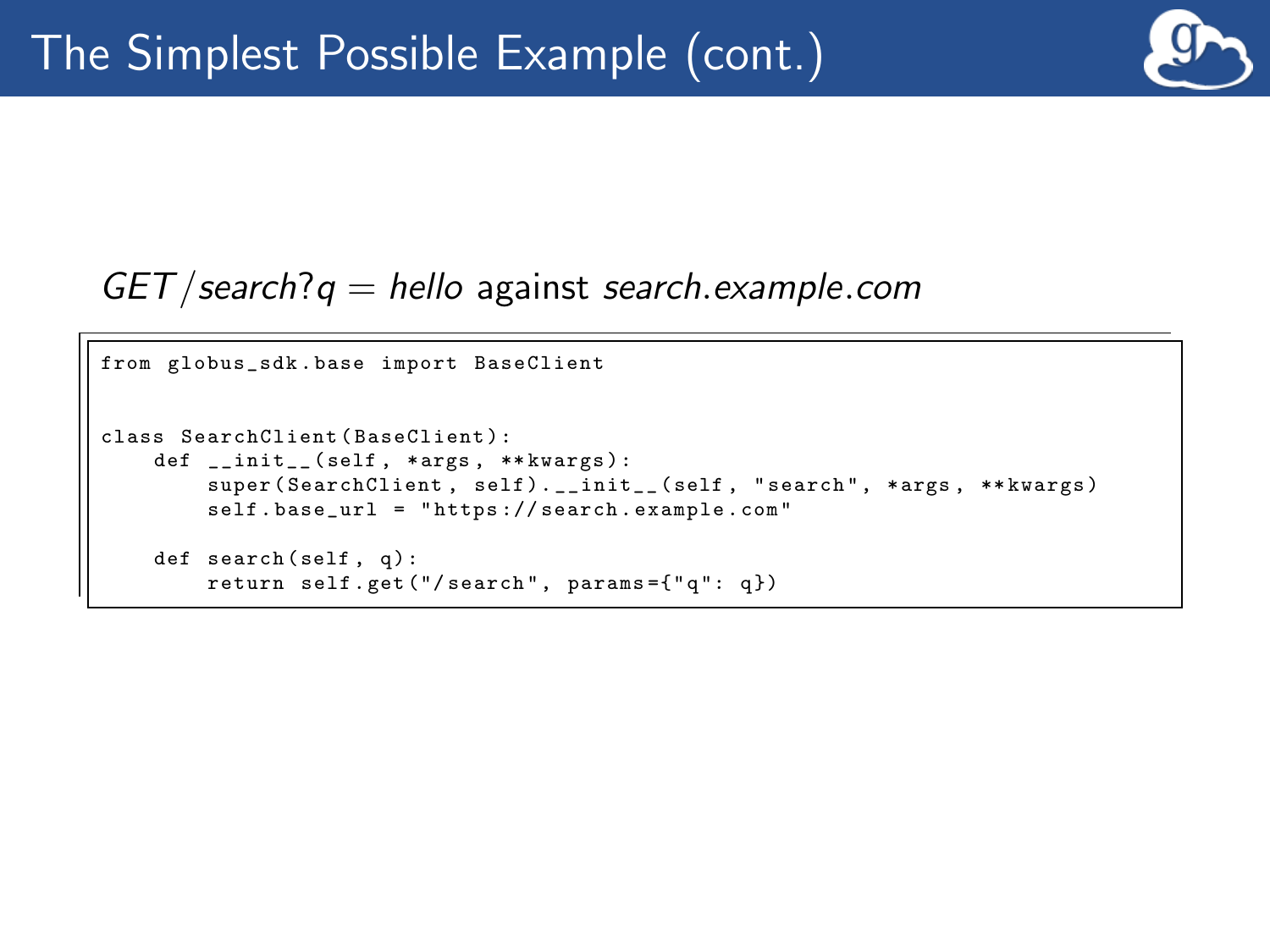# The Simplest Possible Example (cont.)

*GET /search?q = hello* against *search.example.com*

```
from globus_sdk.base import BaseClient


class SearchClient(BaseClient):
    def __init__(self, *args, **kwargs):
        super(SearchClient, self).__init__(self, "search", *args, **kwargs)
        self.base_url = "https://search.example.com"

    def search(self, q):
        return self.get("/search", params={"q": q})
```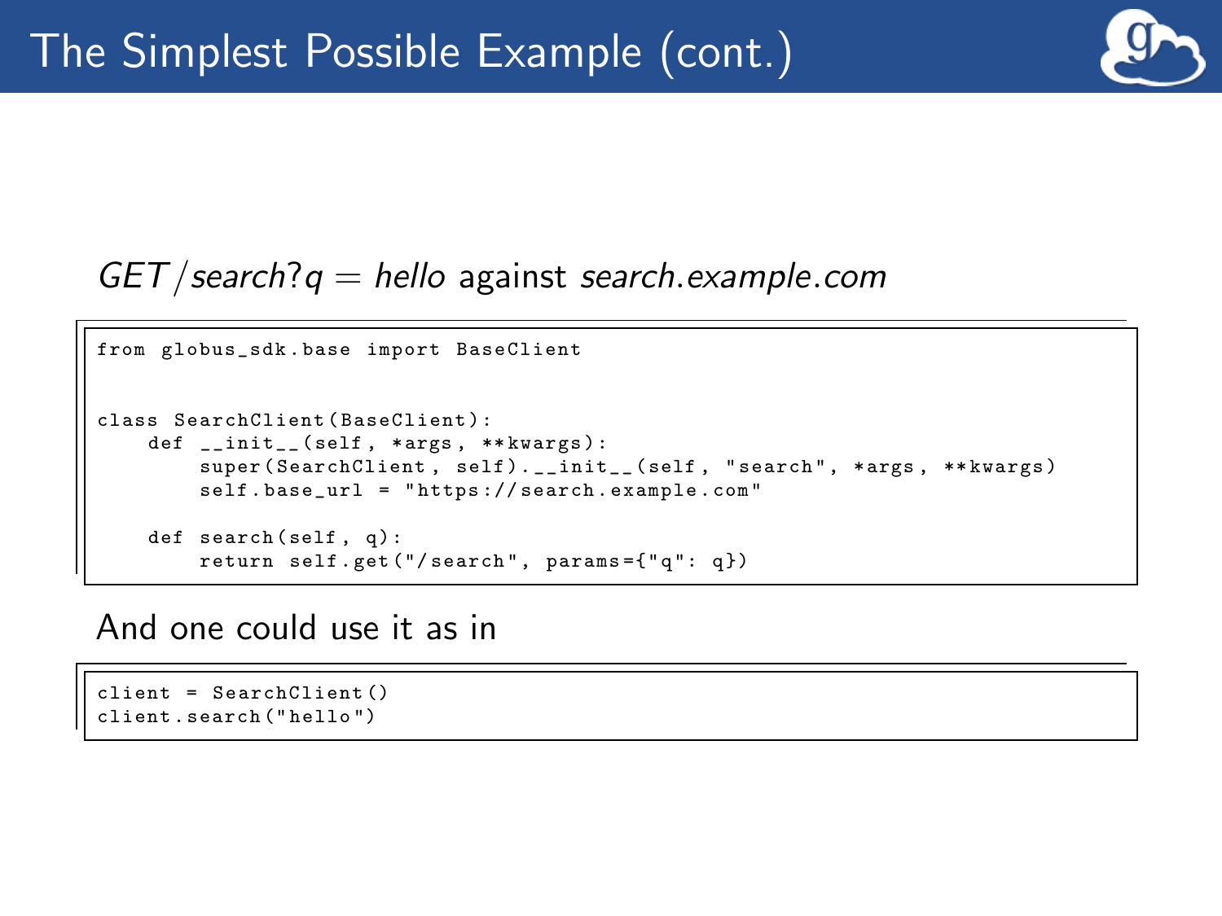# The Simplest Possible Example (cont.)

$GET/search?q = hello$ against *search.example.com*

```
from globus_sdk.base import BaseClient


class SearchClient(BaseClient):
    def __init__(self, *args, **kwargs):
        super(SearchClient, self).__init__(self, "search", *args, **kwargs)
        self.base_url = "https://search.example.com"

    def search(self, q):
        return self.get("/search", params={"q": q})
```

And one could use it as in

```
client = SearchClient()
client.search("hello")
```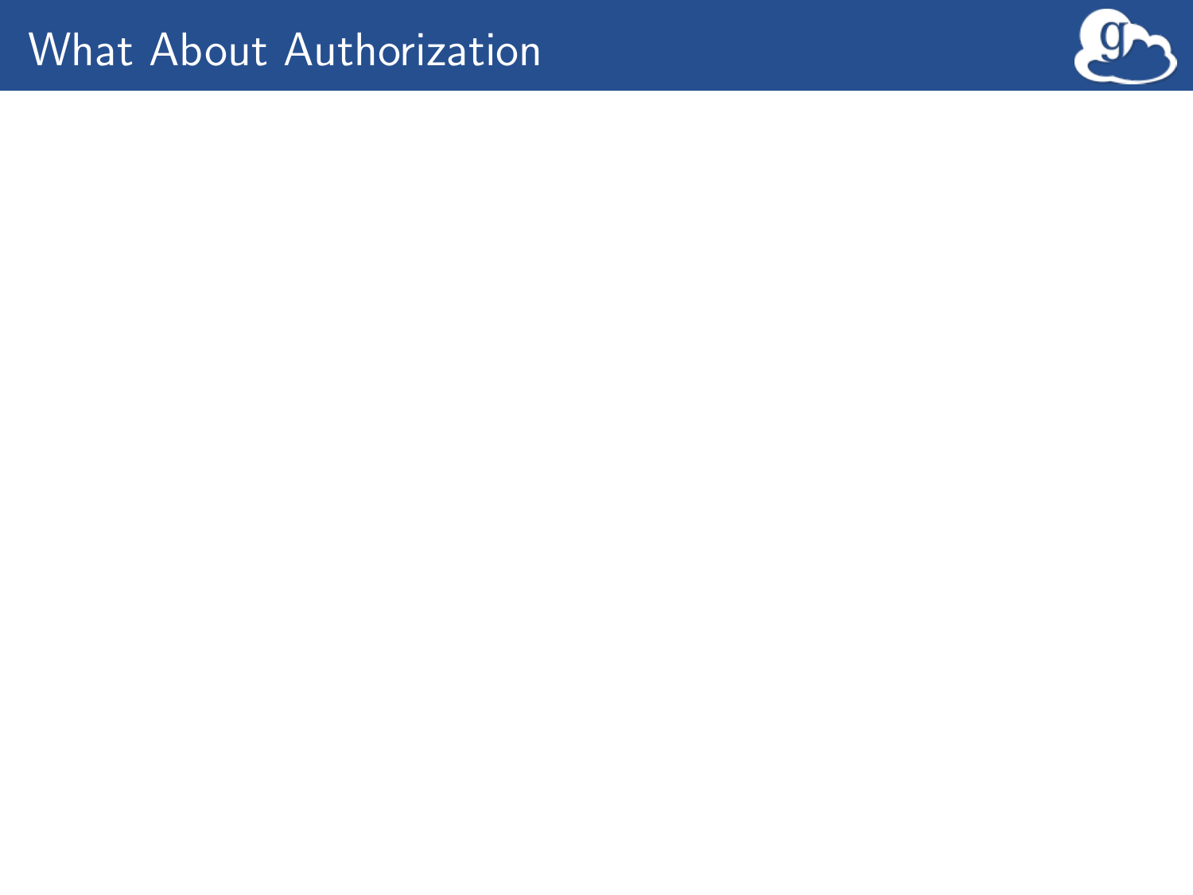# What About Authorization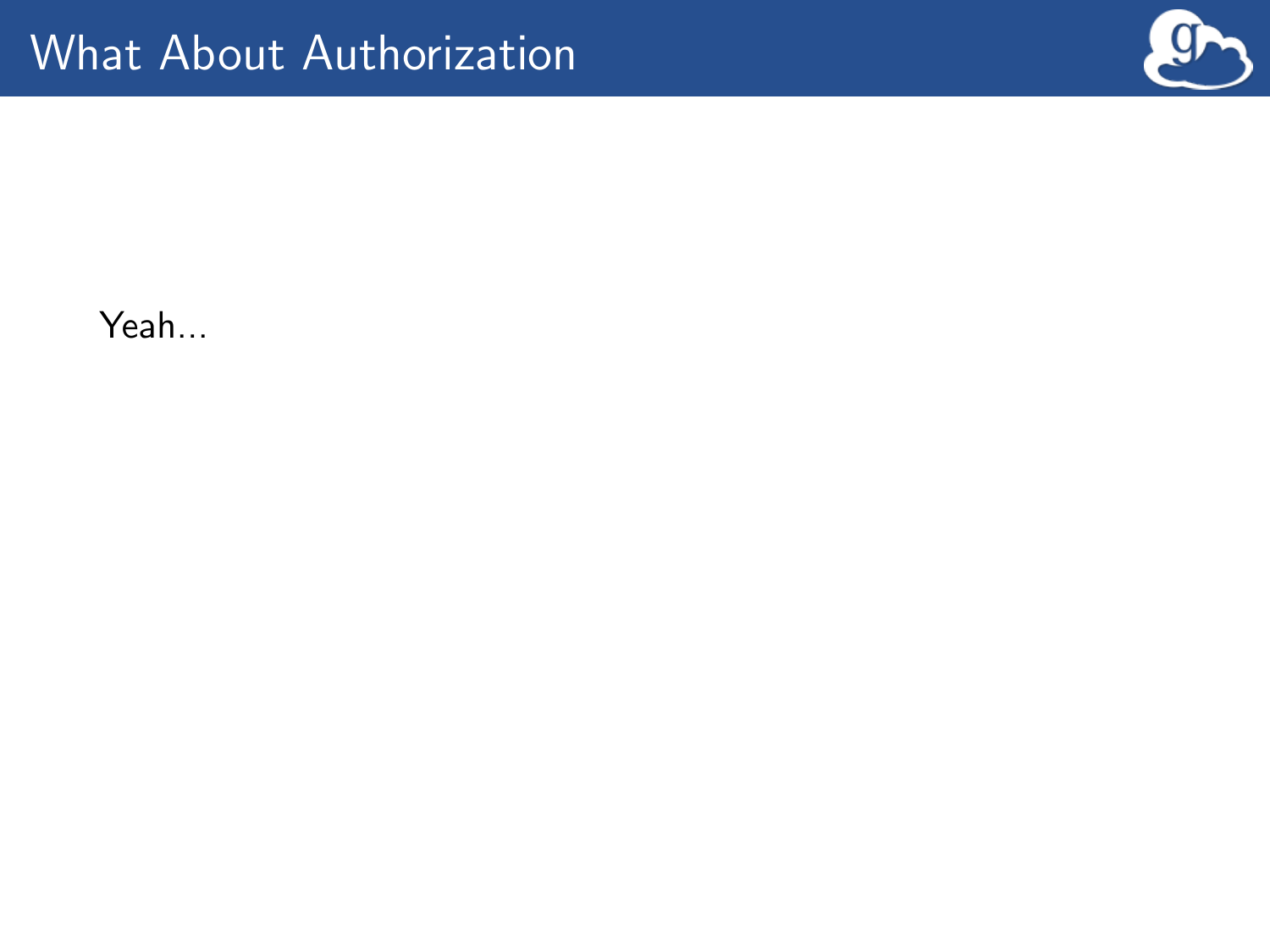# What About Authorization

Yeah...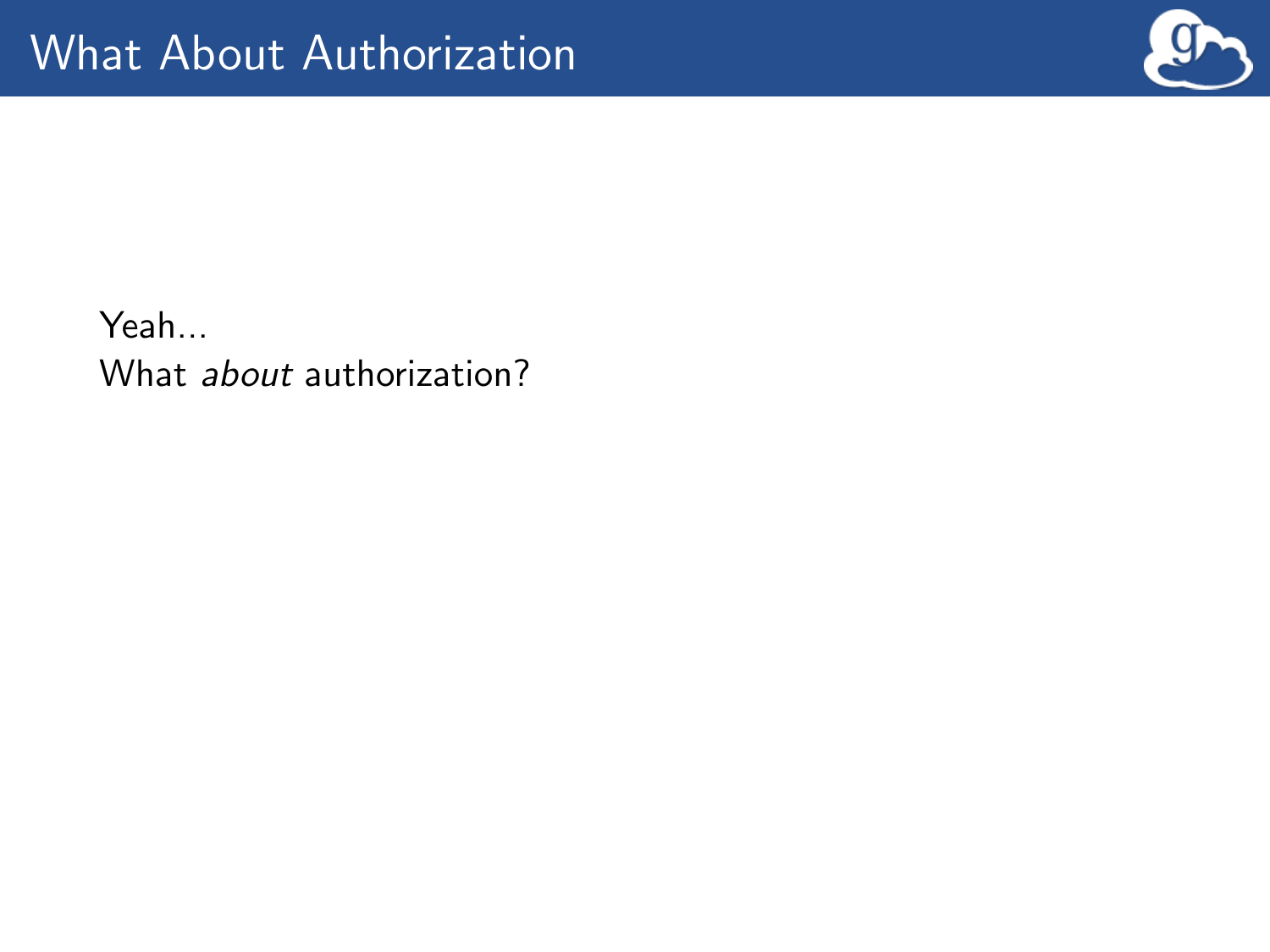# What About Authorization

Yeah...
What *about* authorization?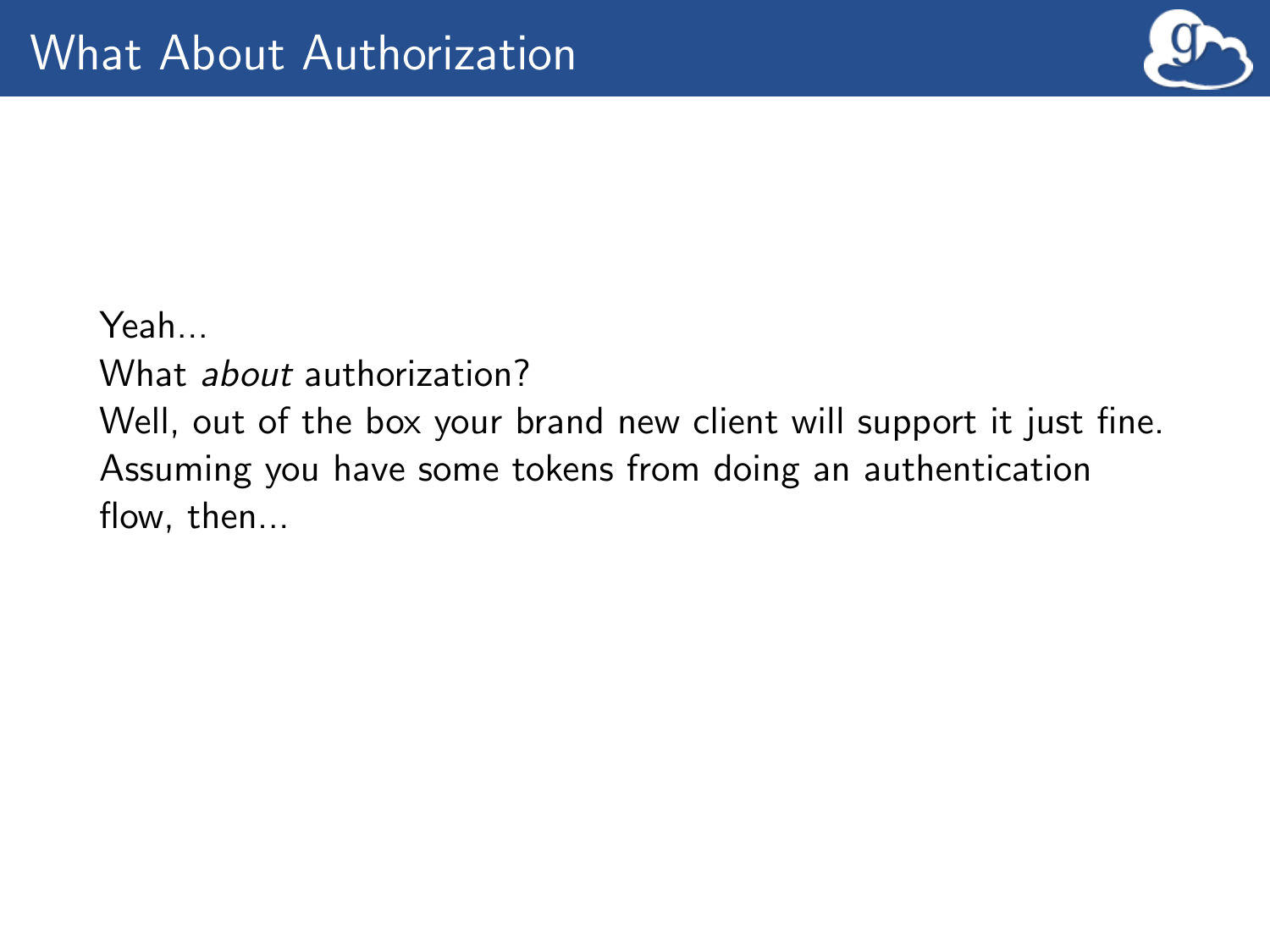# What About Authorization

Yeah...

What *about* authorization?

Well, out of the box your brand new client will support it just fine. Assuming you have some tokens from doing an authentication flow, then...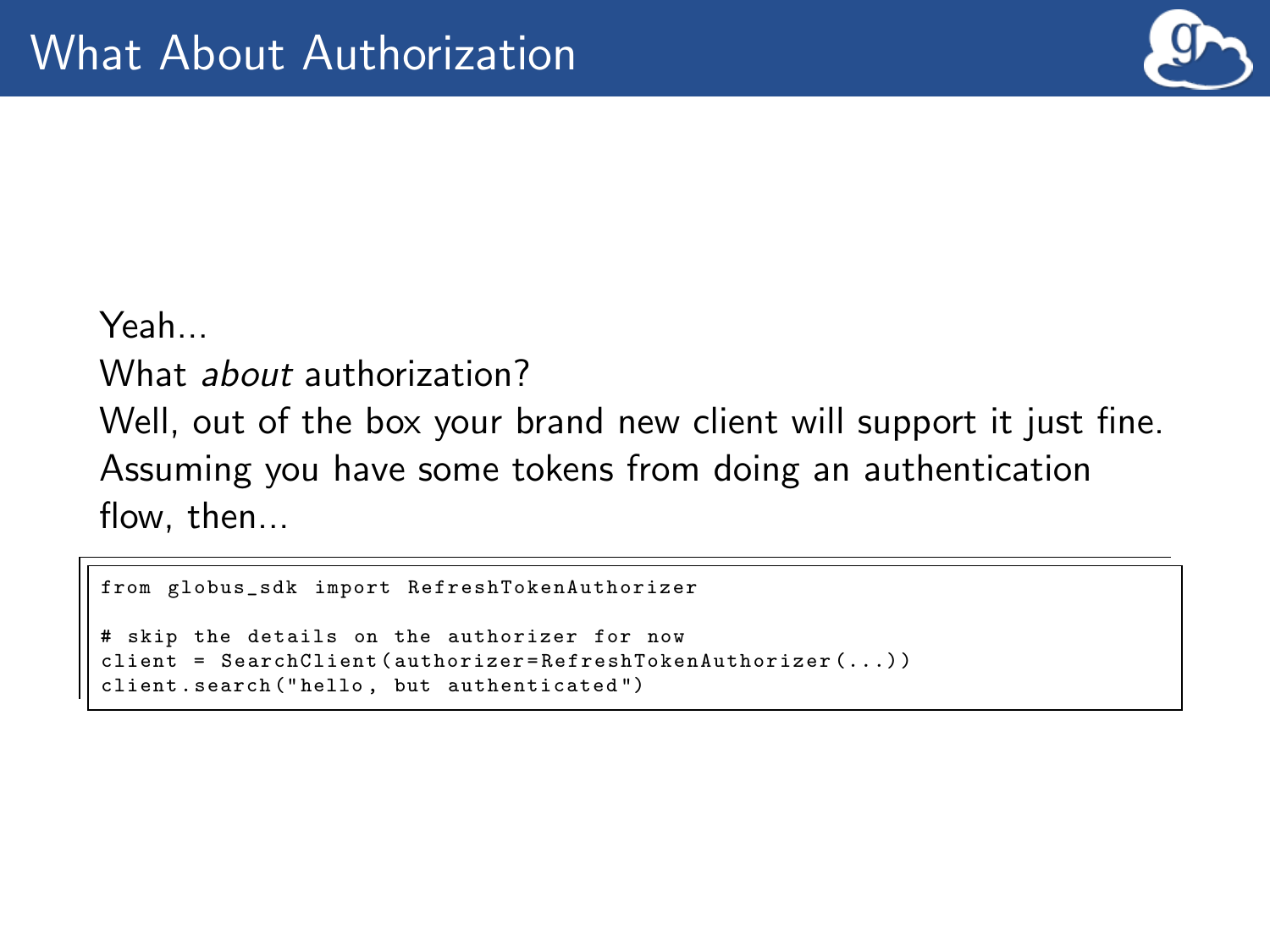# What About Authorization

Yeah...

What *about* authorization?

Well, out of the box your brand new client will support it just fine.

Assuming you have some tokens from doing an authentication flow, then...

```
from globus_sdk import RefreshTokenAuthorizer

# skip the details on the authorizer for now
client = SearchClient(authorizer=RefreshTokenAuthorizer(...))
client.search("hello, but authenticated")
```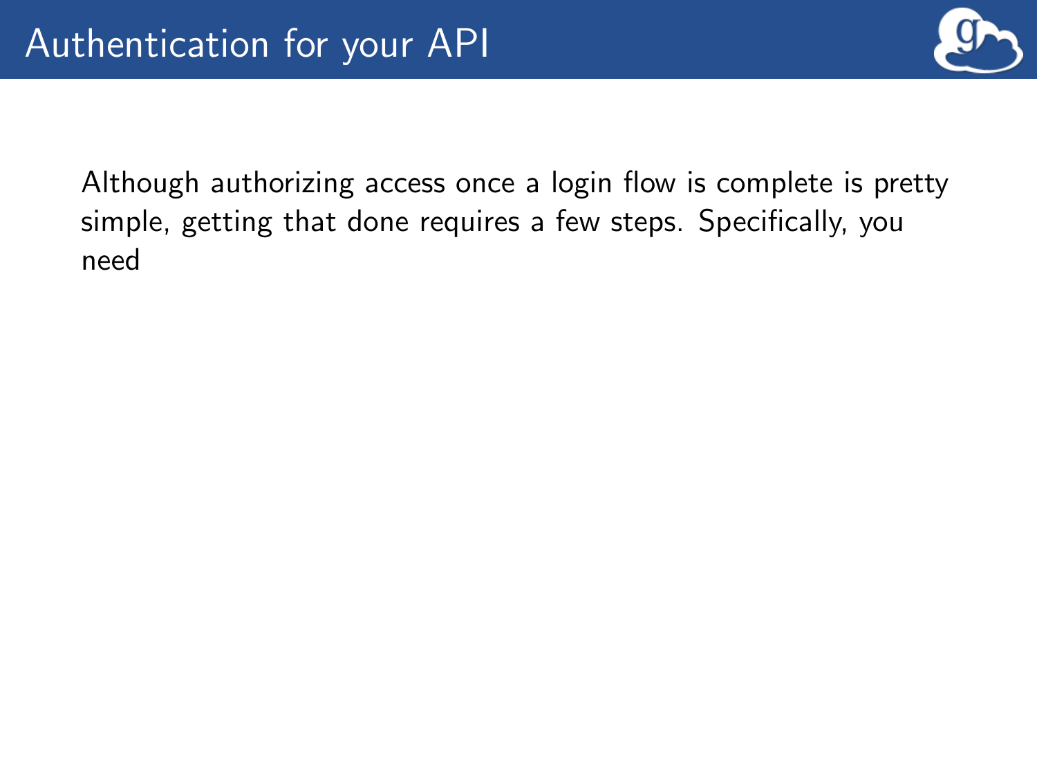# Authentication for your API

Although authorizing access once a login flow is complete is pretty simple, getting that done requires a few steps. Specifically, you need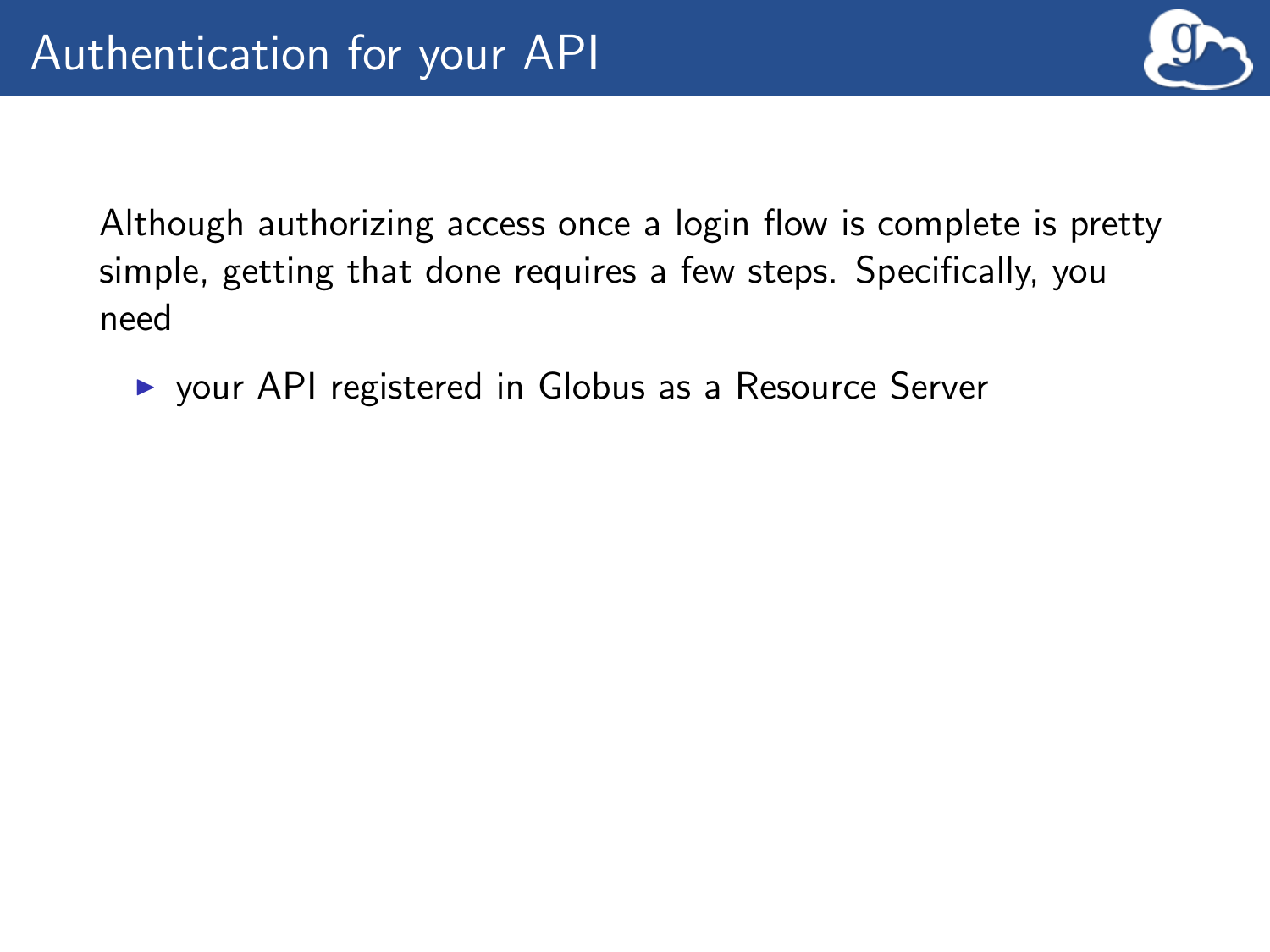# Authentication for your API

Although authorizing access once a login flow is complete is pretty simple, getting that done requires a few steps. Specifically, you need

- your API registered in Globus as a Resource Server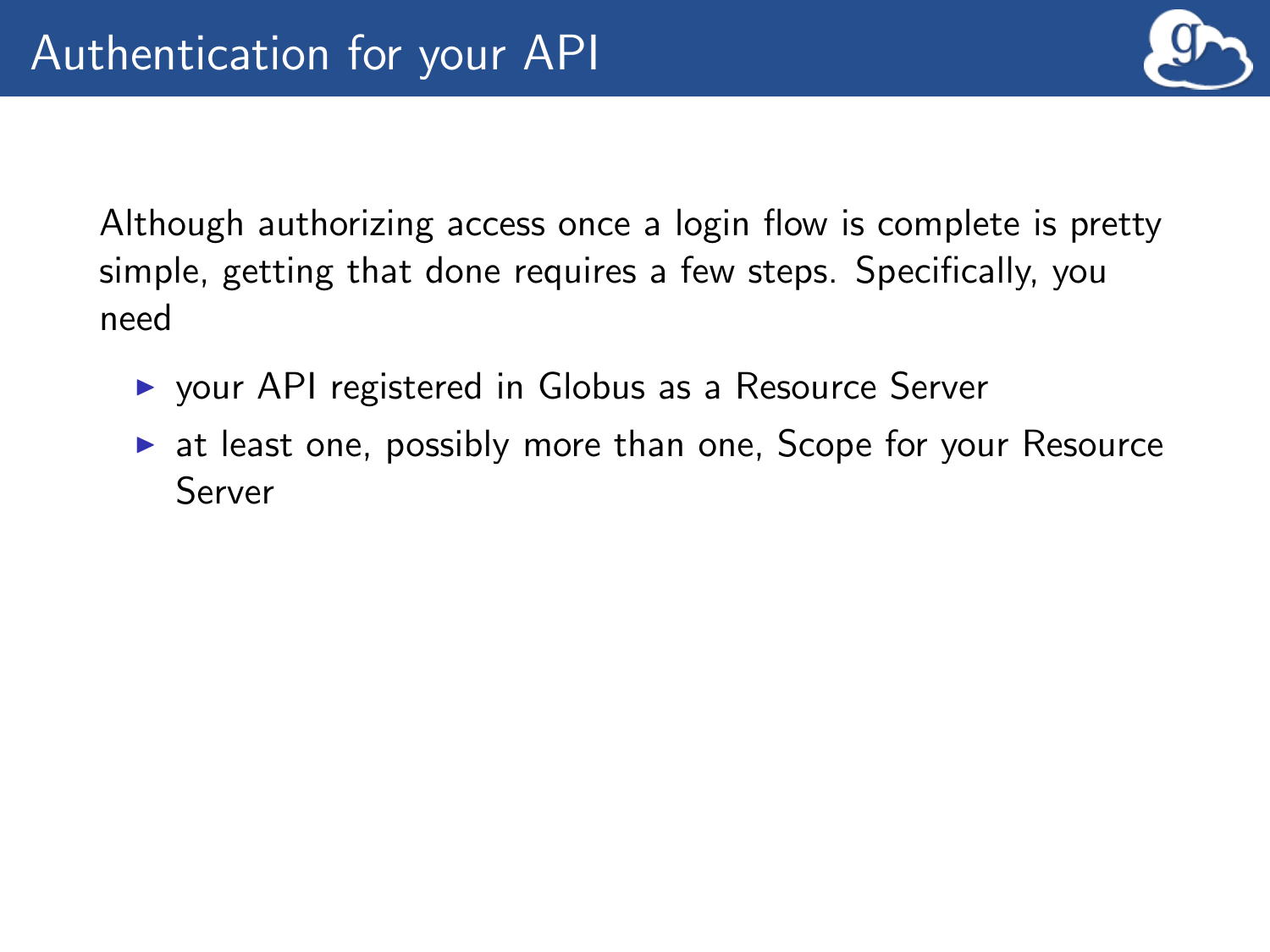# Authentication for your API

Although authorizing access once a login flow is complete is pretty simple, getting that done requires a few steps. Specifically, you need

- your API registered in Globus as a Resource Server
- at least one, possibly more than one, Scope for your Resource Server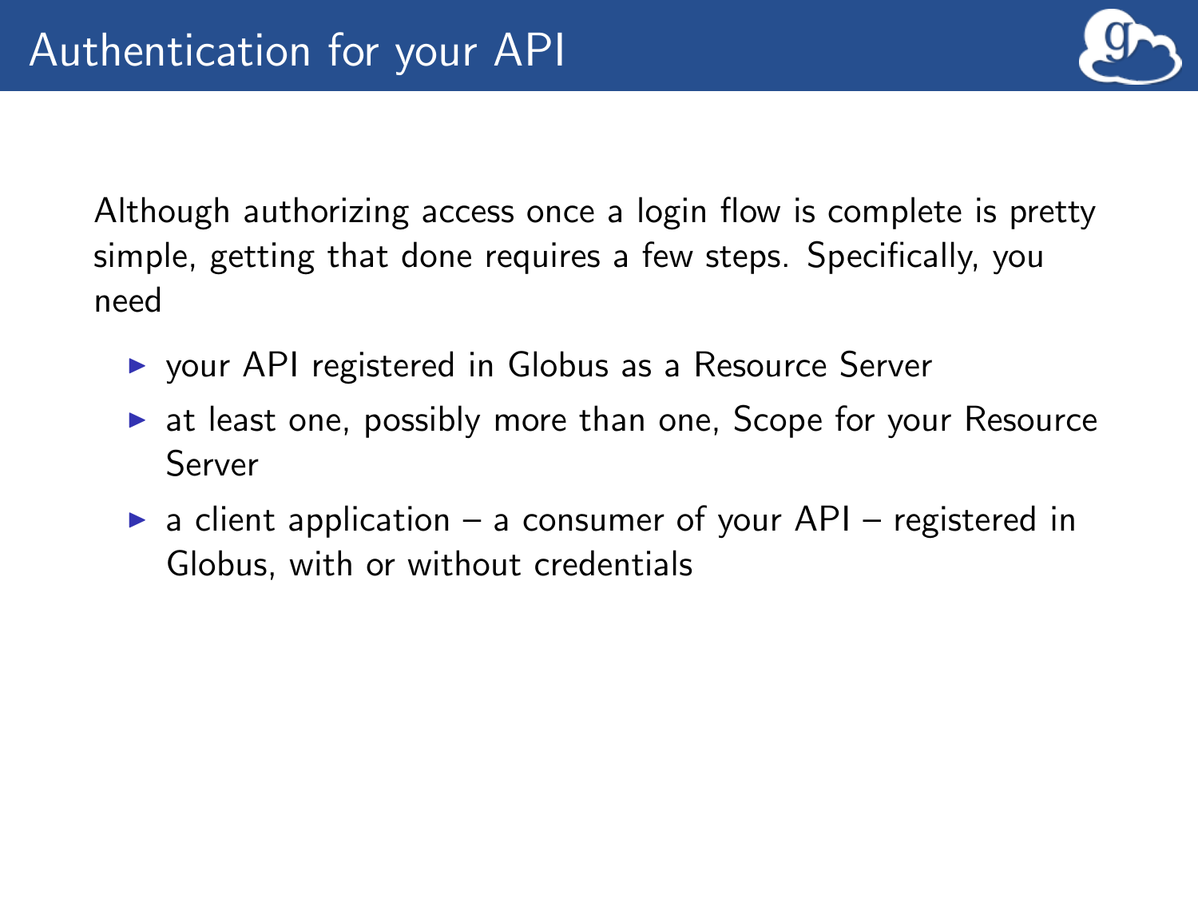# Authentication for your API

Although authorizing access once a login flow is complete is pretty simple, getting that done requires a few steps. Specifically, you need

- your API registered in Globus as a Resource Server
- at least one, possibly more than one, Scope for your Resource Server
- a client application – a consumer of your API – registered in Globus, with or without credentials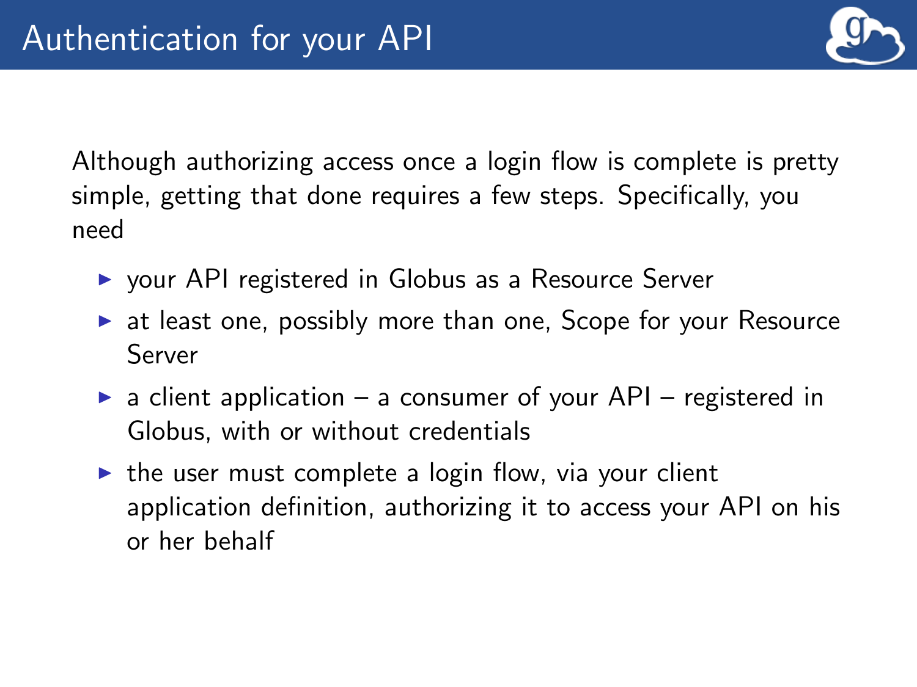# Authentication for your API

Although authorizing access once a login flow is complete is pretty simple, getting that done requires a few steps. Specifically, you need

- your API registered in Globus as a Resource Server
- at least one, possibly more than one, Scope for your Resource Server
- a client application – a consumer of your API – registered in Globus, with or without credentials
- the user must complete a login flow, via your client application definition, authorizing it to access your API on his or her behalf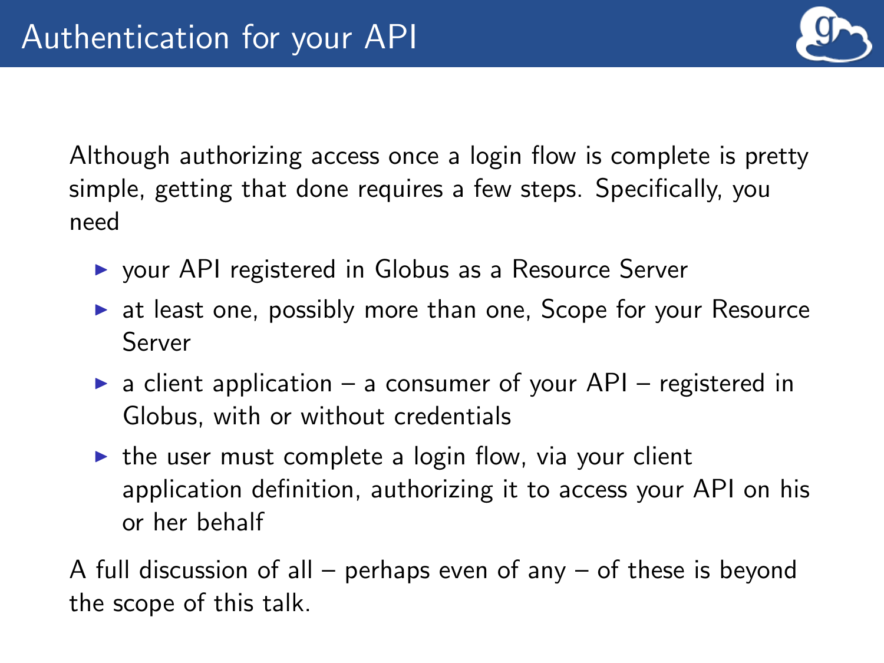# Authentication for your API

Although authorizing access once a login flow is complete is pretty simple, getting that done requires a few steps. Specifically, you need

- your API registered in Globus as a Resource Server
- at least one, possibly more than one, Scope for your Resource Server
- a client application – a consumer of your API – registered in Globus, with or without credentials
- the user must complete a login flow, via your client application definition, authorizing it to access your API on his or her behalf

A full discussion of all – perhaps even of any – of these is beyond the scope of this talk.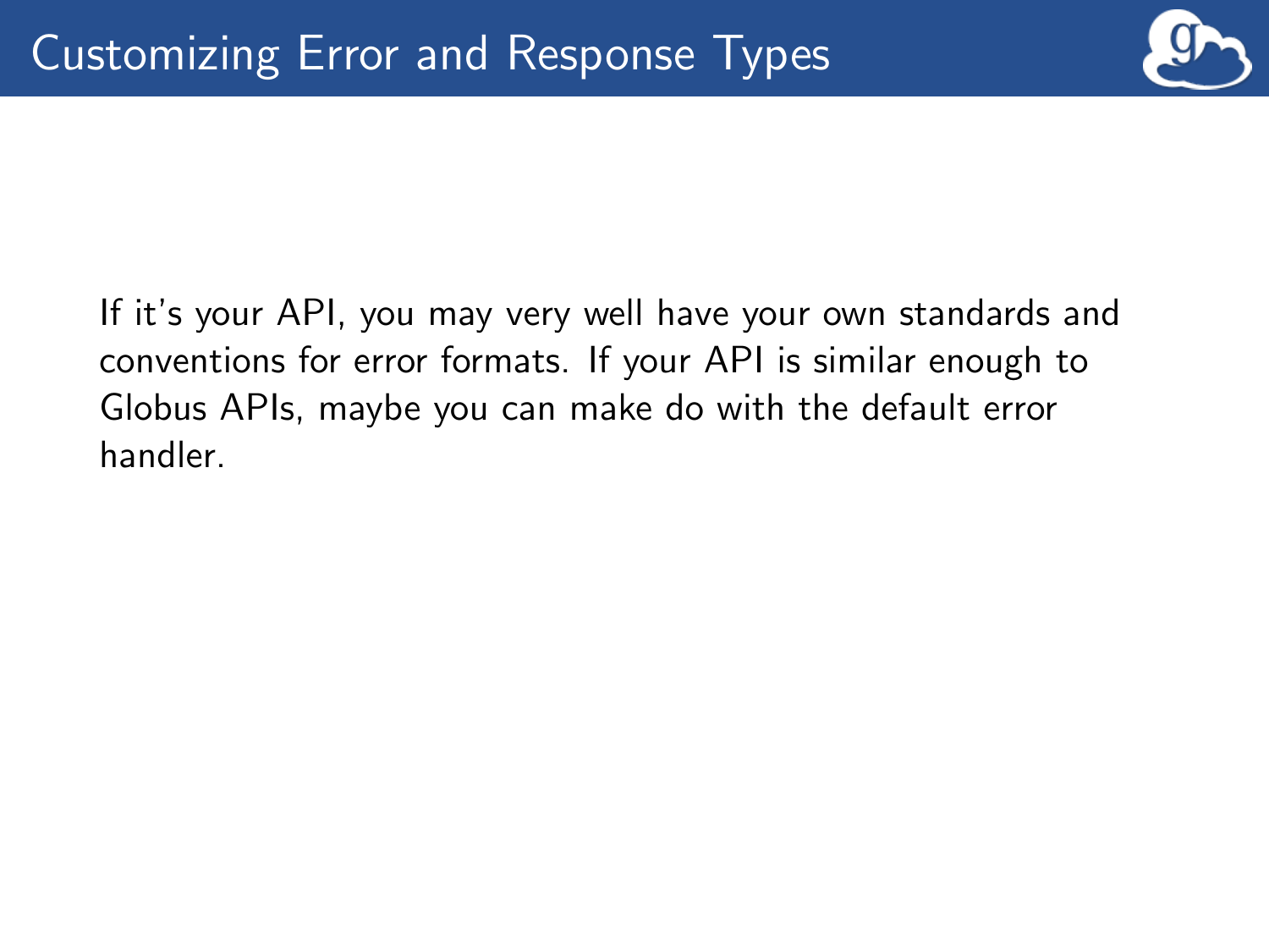# Customizing Error and Response Types

If it's your API, you may very well have your own standards and conventions for error formats. If your API is similar enough to Globus APIs, maybe you can make do with the default error handler.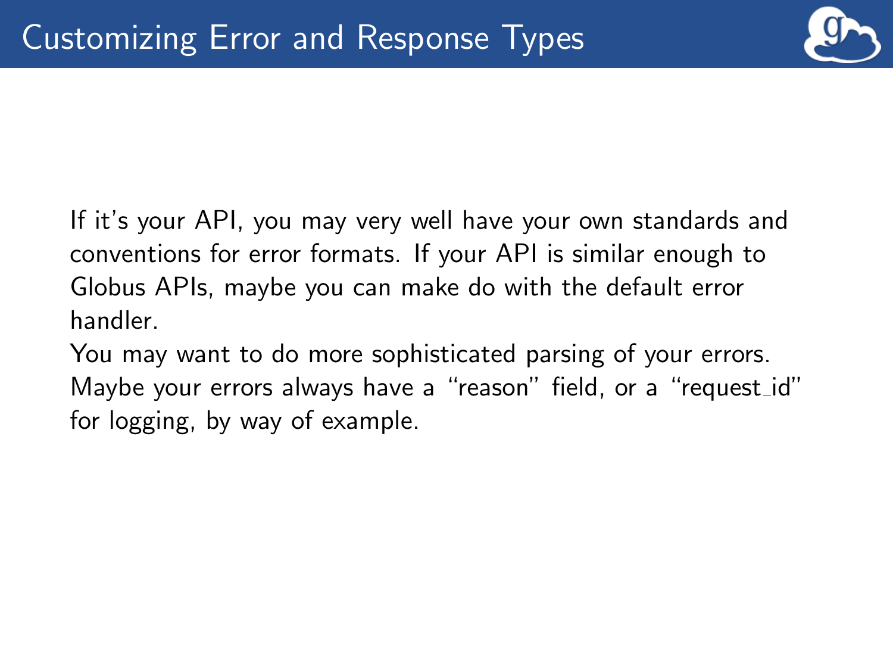# Customizing Error and Response Types

If it's your API, you may very well have your own standards and conventions for error formats. If your API is similar enough to Globus APIs, maybe you can make do with the default error handler.

You may want to do more sophisticated parsing of your errors. Maybe your errors always have a "reason" field, or a "request_id" for logging, by way of example.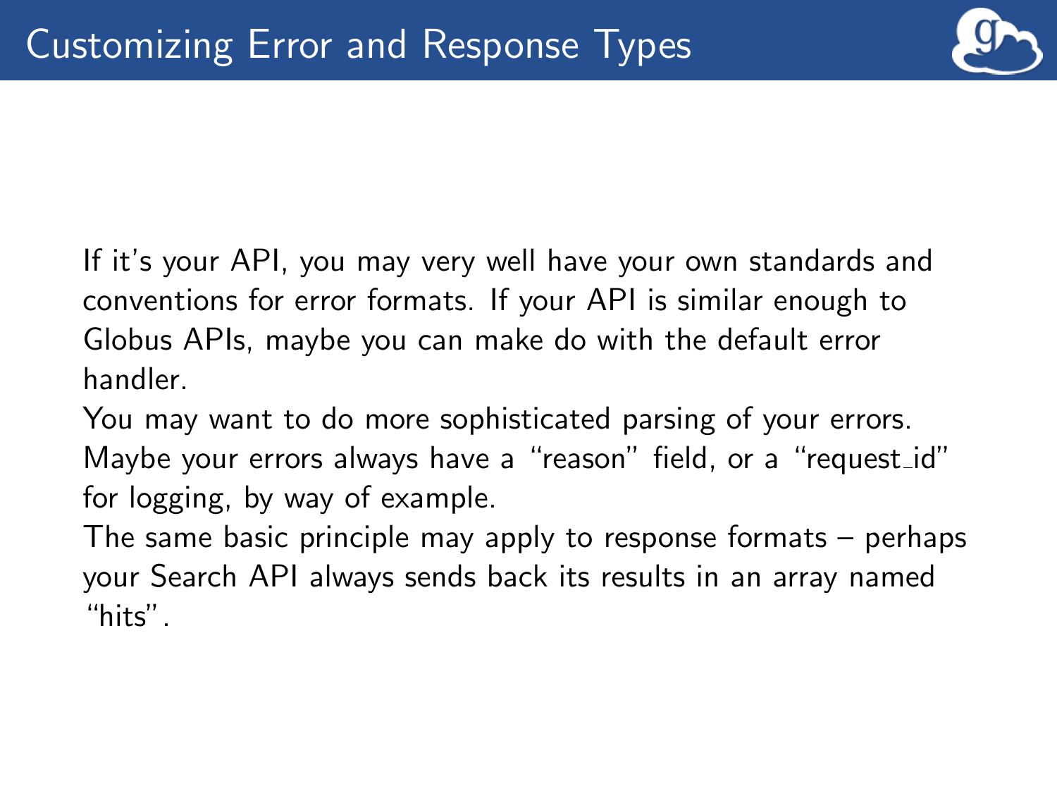# Customizing Error and Response Types

If it's your API, you may very well have your own standards and conventions for error formats. If your API is similar enough to Globus APIs, maybe you can make do with the default error handler.

You may want to do more sophisticated parsing of your errors. Maybe your errors always have a "reason" field, or a "request_id" for logging, by way of example.

The same basic principle may apply to response formats – perhaps your Search API always sends back its results in an array named "hits".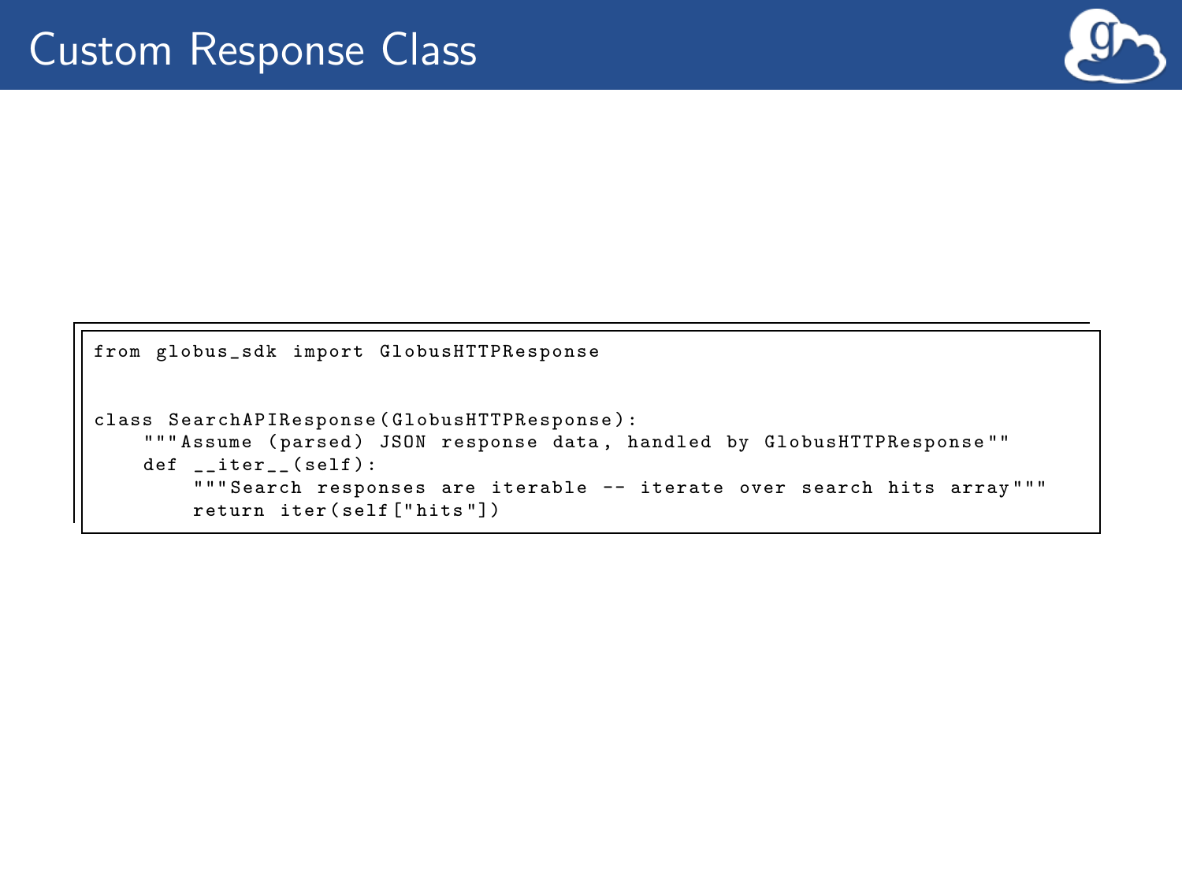# Custom Response Class

```
from globus_sdk import GlobusHTTPResponse


class SearchAPIResponse(GlobusHTTPResponse):
    """Assume (parsed) JSON response data, handled by GlobusHTTPResponse""
    def __iter__(self):
        """Search responses are iterable -- iterate over search hits array"""
        return iter(self["hits"])
```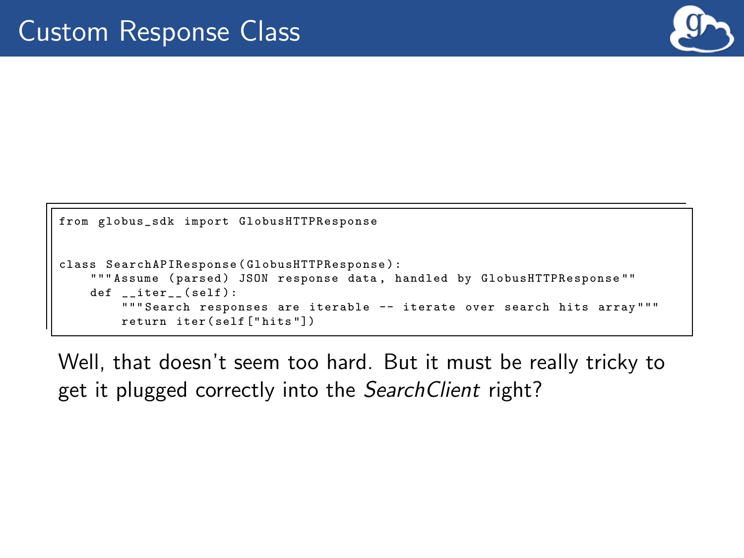# Custom Response Class

```
from globus_sdk import GlobusHTTPResponse


class SearchAPIResponse(GlobusHTTPResponse):
    """Assume (parsed) JSON response data, handled by GlobusHTTPResponse""
    def __iter__(self):
        """Search responses are iterable -- iterate over search hits array"""
        return iter(self["hits"])
```

Well, that doesn't seem too hard. But it must be really tricky to get it plugged correctly into the *SearchClient* right?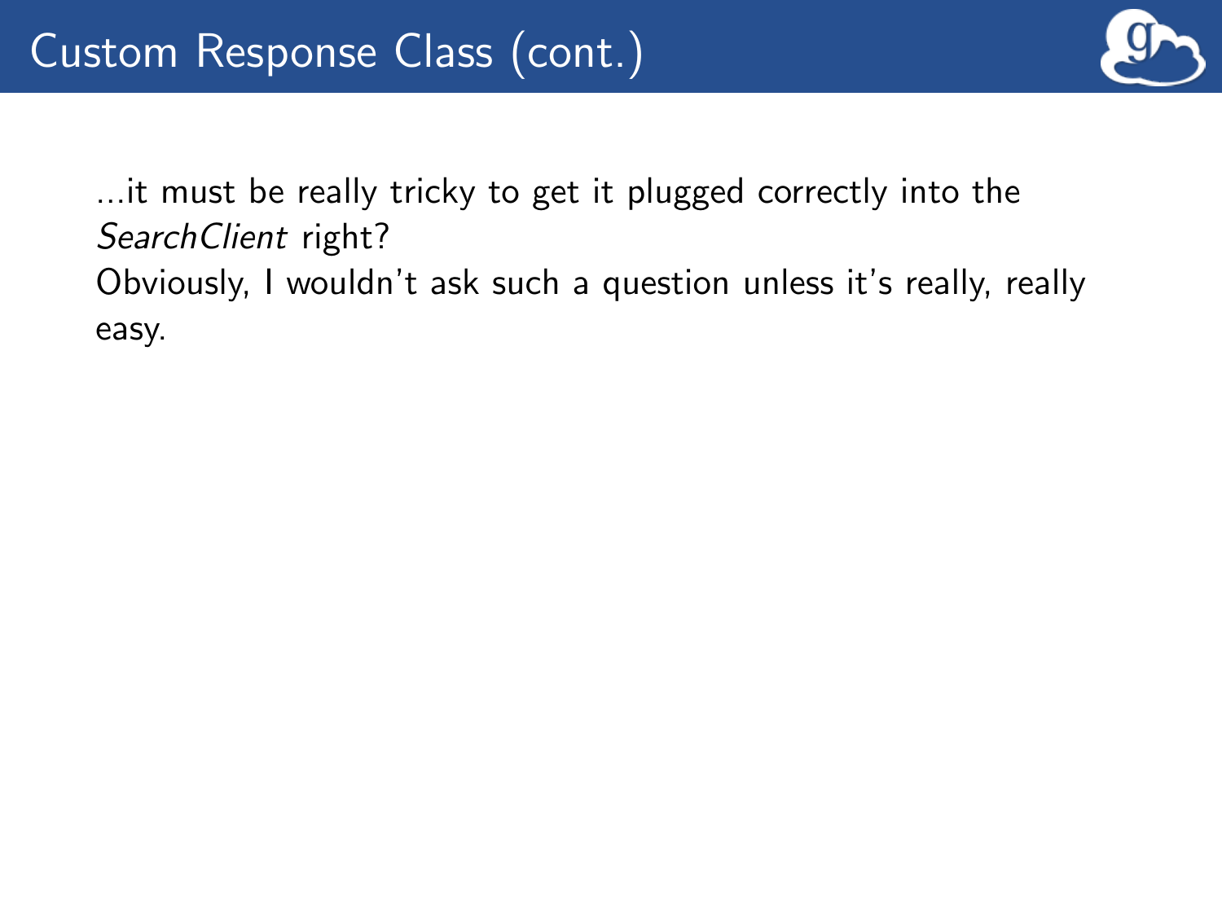# Custom Response Class (cont.)

...it must be really tricky to get it plugged correctly into the *SearchClient* right?
Obviously, I wouldn't ask such a question unless it's really, really easy.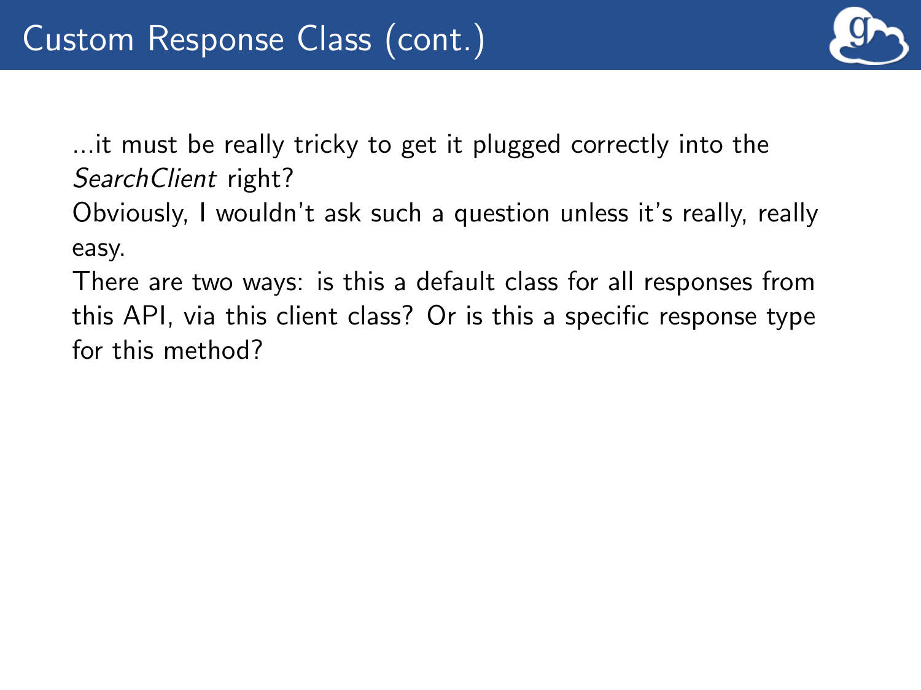# Custom Response Class (cont.)

...it must be really tricky to get it plugged correctly into the *SearchClient* right?

Obviously, I wouldn't ask such a question unless it's really, really easy.

There are two ways: is this a default class for all responses from this API, via this client class? Or is this a specific response type for this method?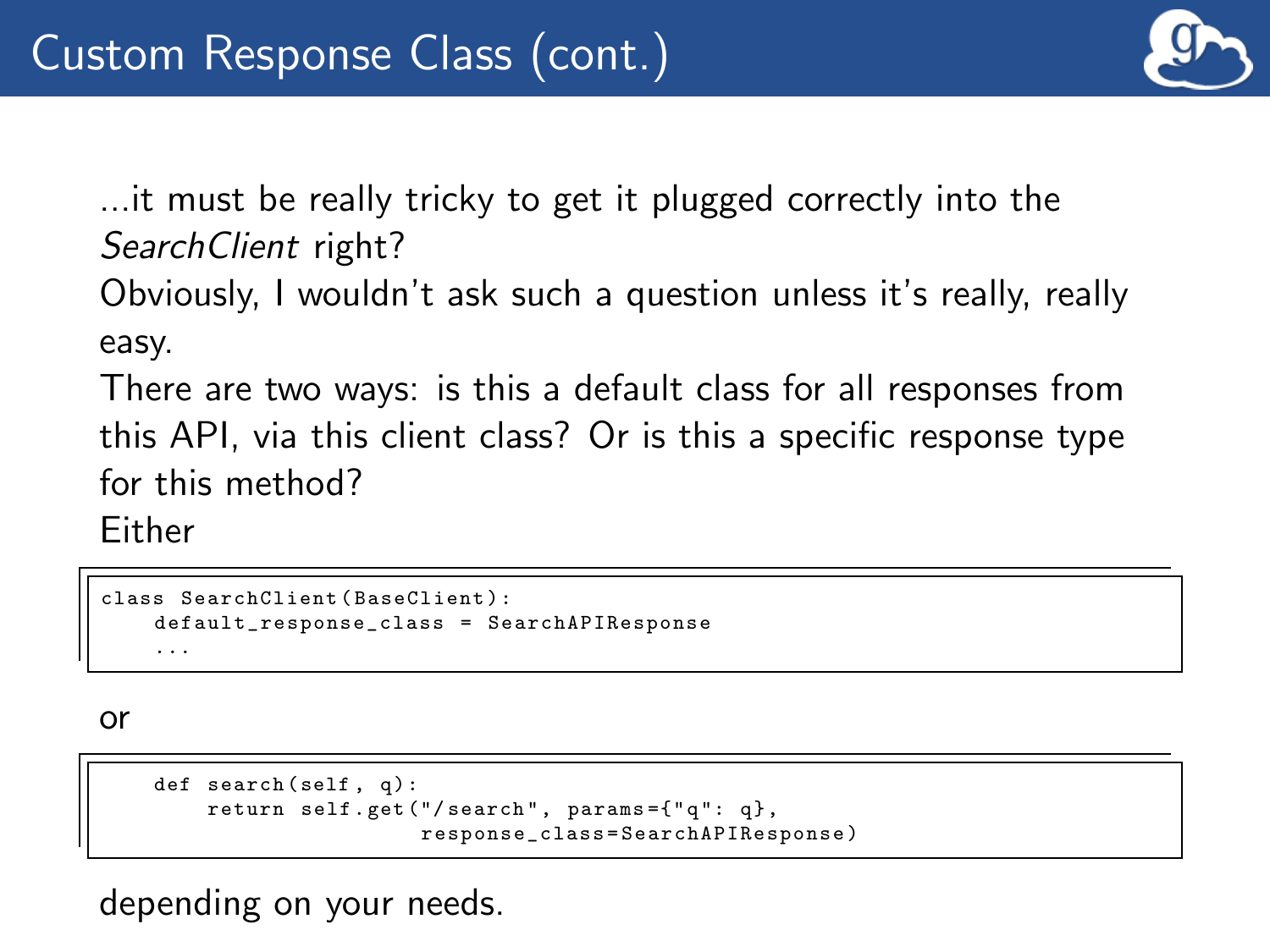# Custom Response Class (cont.)

...it must be really tricky to get it plugged correctly into the *SearchClient* right?

Obviously, I wouldn't ask such a question unless it's really, really easy.

There are two ways: is this a default class for all responses from this API, via this client class? Or is this a specific response type for this method?

Either

```
class SearchClient(BaseClient):
    default_response_class = SearchAPIResponse
    ...
```

or

```
    def search(self, q):
        return self.get("/search", params={"q": q},
                        response_class=SearchAPIResponse)
```

depending on your needs.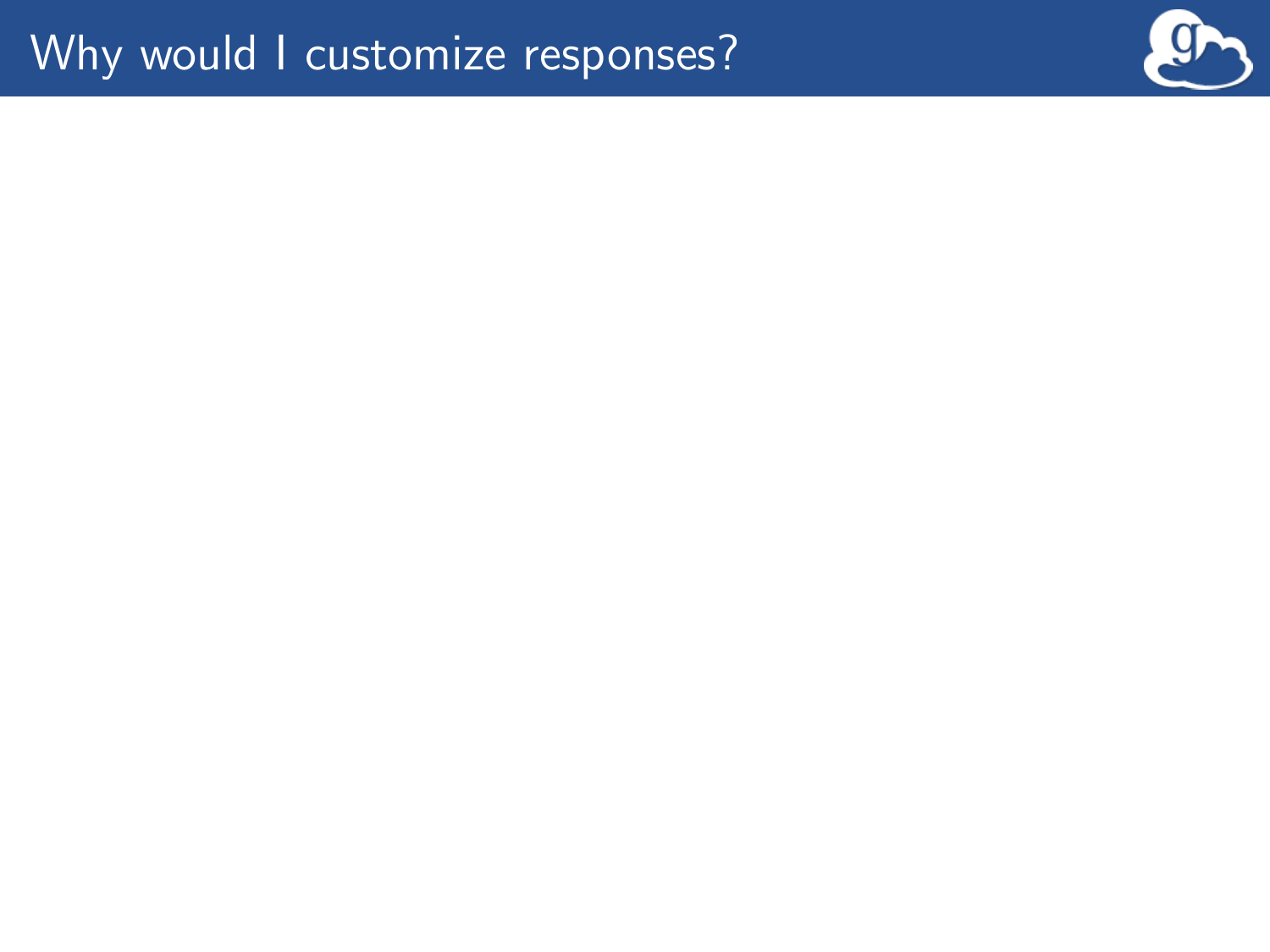# Why would I customize responses?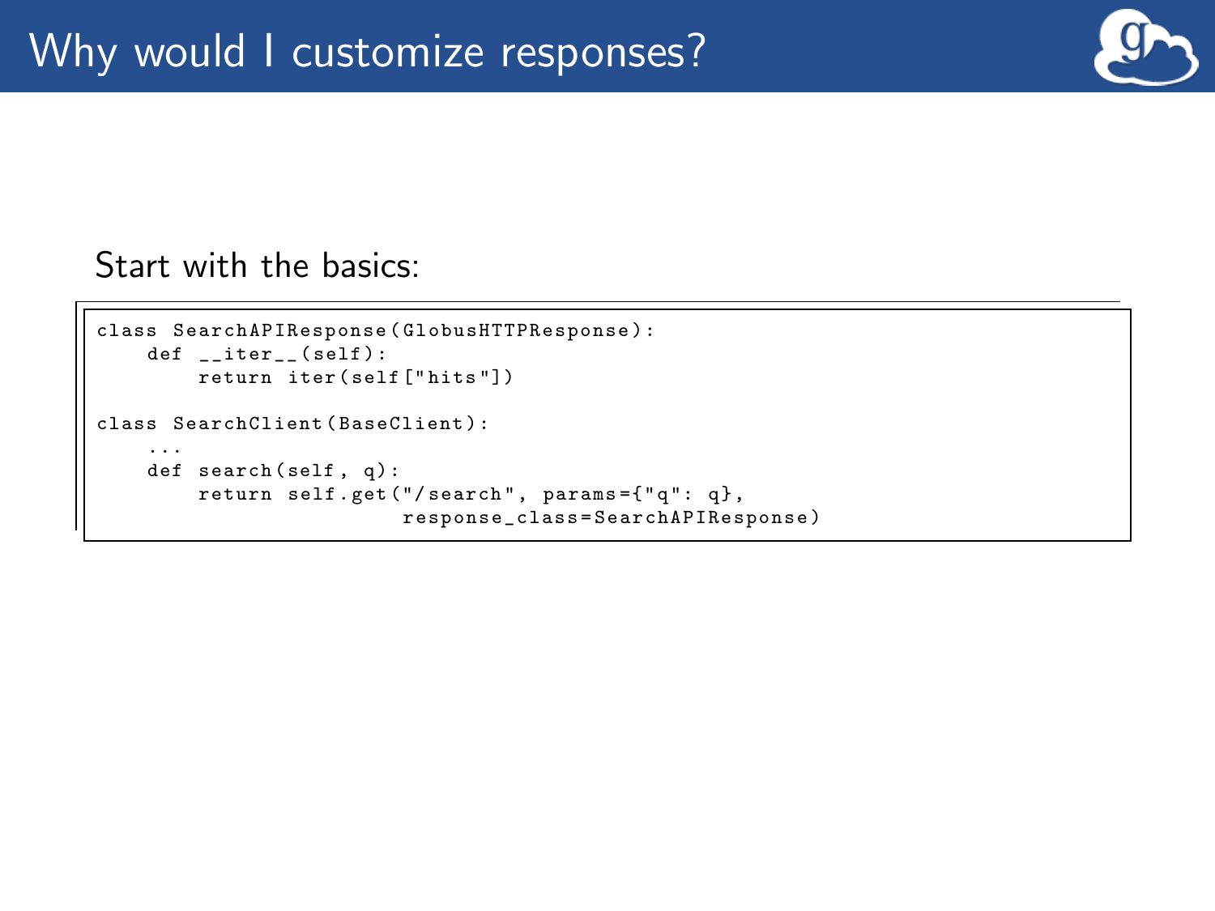# Why would I customize responses?

Start with the basics:

```
class SearchAPIResponse(GlobusHTTPResponse):
    def __iter__(self):
        return iter(self["hits"])

class SearchClient(BaseClient):
    ...
    def search(self, q):
        return self.get("/search", params={"q": q},
                        response_class=SearchAPIResponse)
```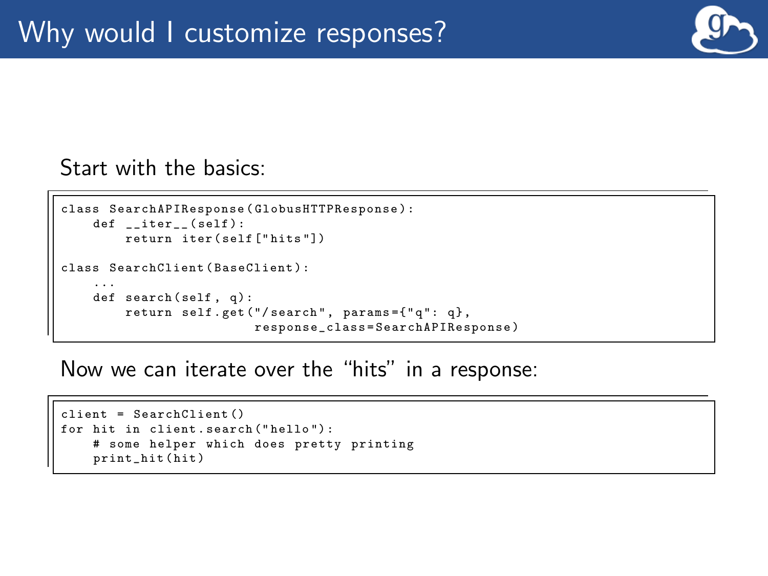# Why would I customize responses?

Start with the basics:

```
class SearchAPIResponse(GlobusHTTPResponse):
    def __iter__(self):
        return iter(self["hits"])

class SearchClient(BaseClient):
    ...
    def search(self, q):
        return self.get("/search", params={"q": q},
                        response_class=SearchAPIResponse)
```

Now we can iterate over the “hits” in a response:

```
client = SearchClient()
for hit in client.search("hello"):
    # some helper which does pretty printing
    print_hit(hit)
```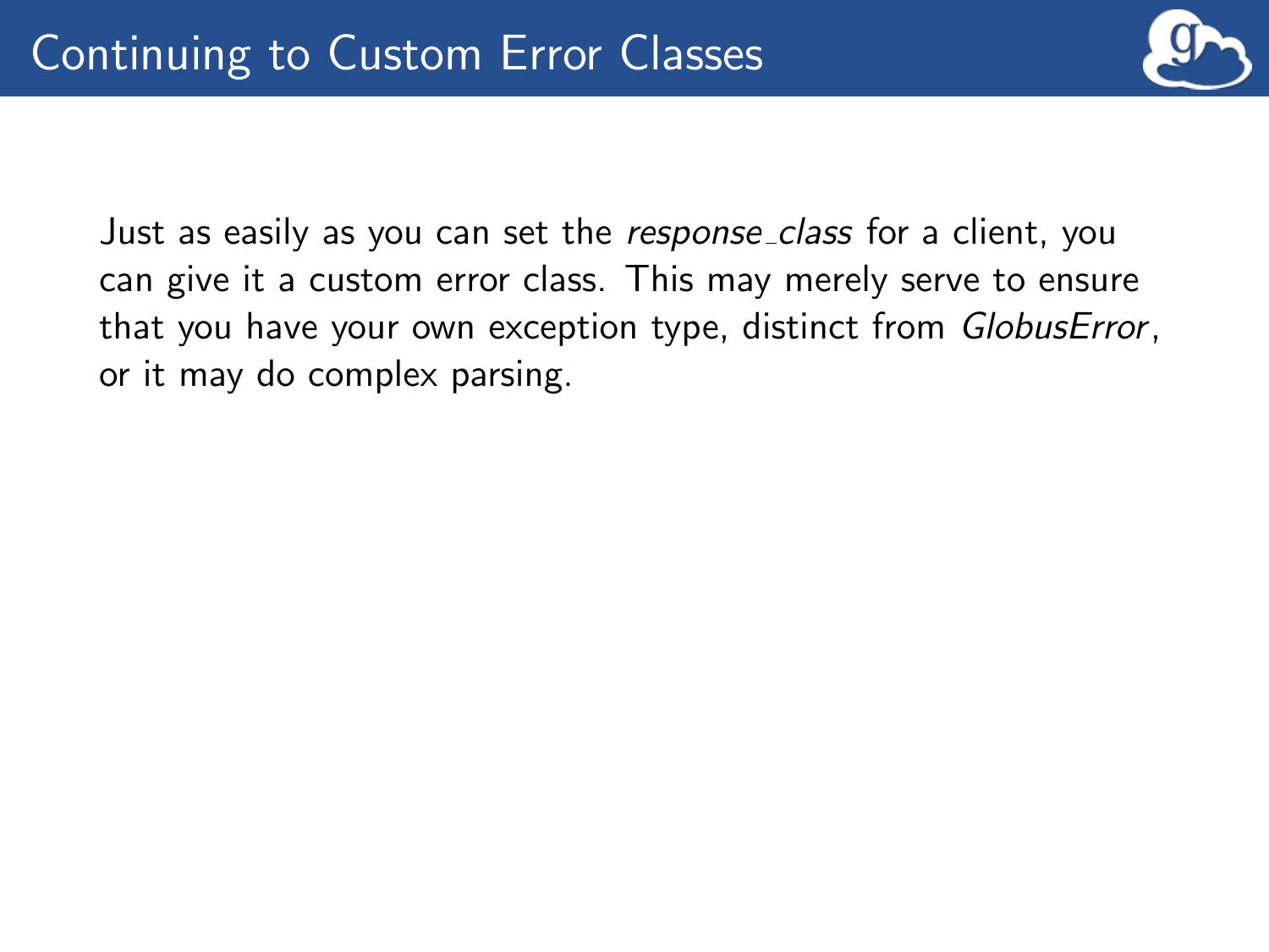# Continuing to Custom Error Classes

Just as easily as you can set the *response_class* for a client, you can give it a custom error class. This may merely serve to ensure that you have your own exception type, distinct from *GlobusError*, or it may do complex parsing.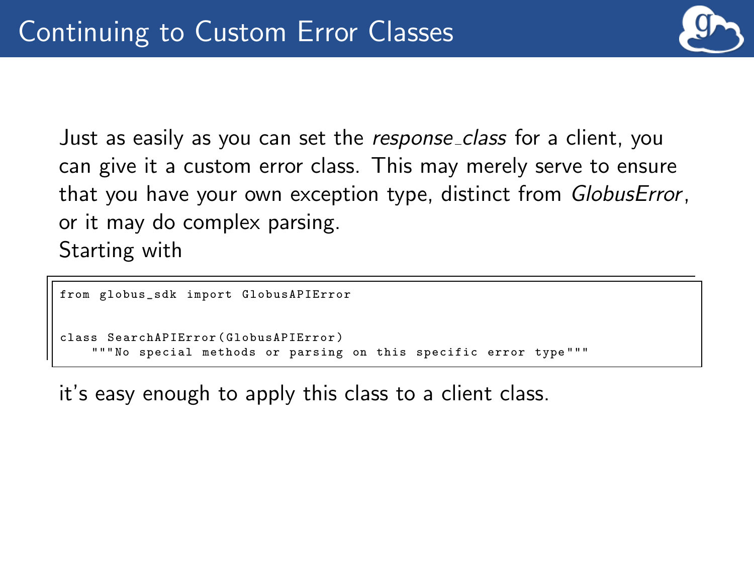# Continuing to Custom Error Classes

Just as easily as you can set the *response_class* for a client, you can give it a custom error class. This may merely serve to ensure that you have your own exception type, distinct from *GlobusError*, or it may do complex parsing.
Starting with

```
from globus_sdk import GlobusAPIError


class SearchAPIError(GlobusAPIError)
    """No special methods or parsing on this specific error type"""
```

it's easy enough to apply this class to a client class.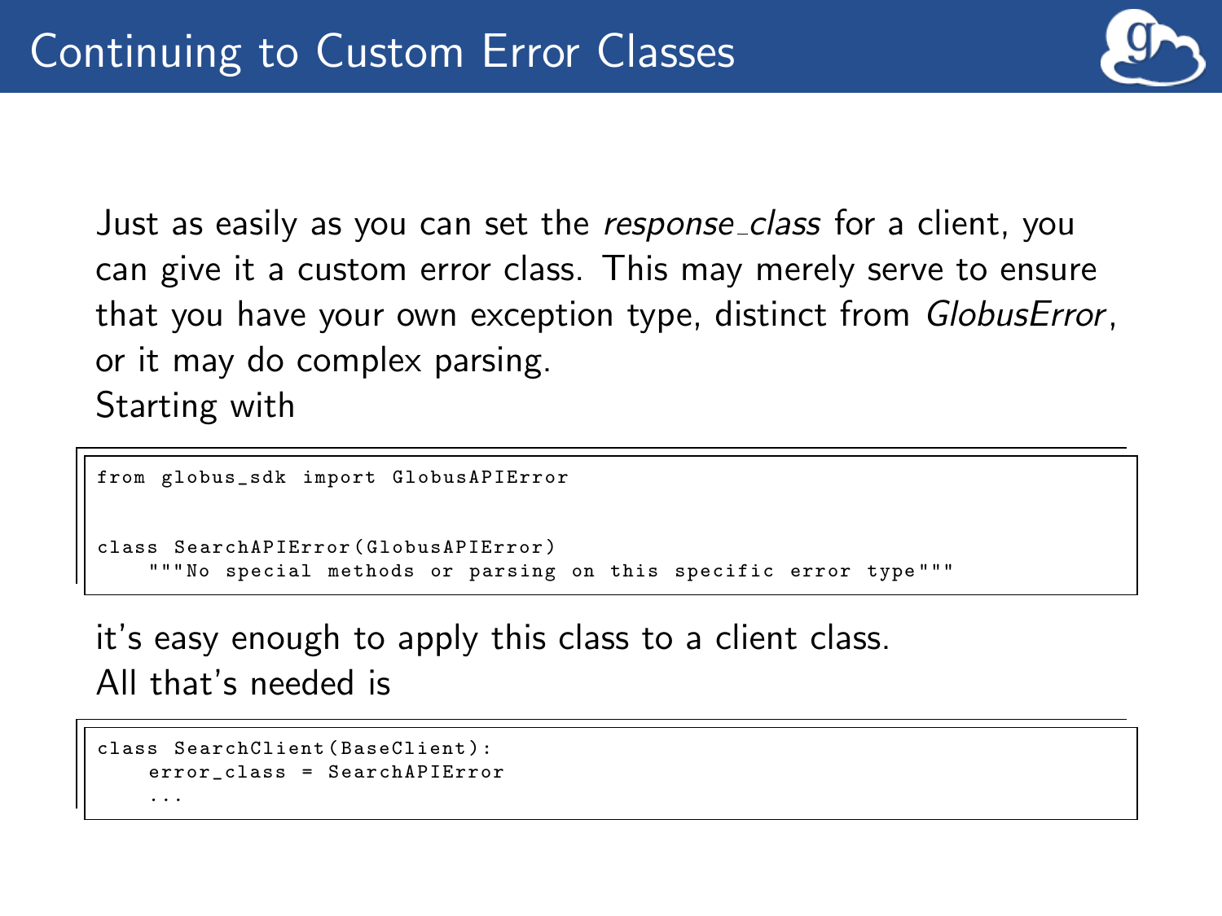# Continuing to Custom Error Classes

Just as easily as you can set the *response_class* for a client, you can give it a custom error class. This may merely serve to ensure that you have your own exception type, distinct from *GlobusError*, or it may do complex parsing.
Starting with

```
from globus_sdk import GlobusAPIError


class SearchAPIError(GlobusAPIError)
    """No special methods or parsing on this specific error type"""
```

it's easy enough to apply this class to a client class.
All that's needed is

```
class SearchClient(BaseClient):
    error_class = SearchAPIError
    ...
```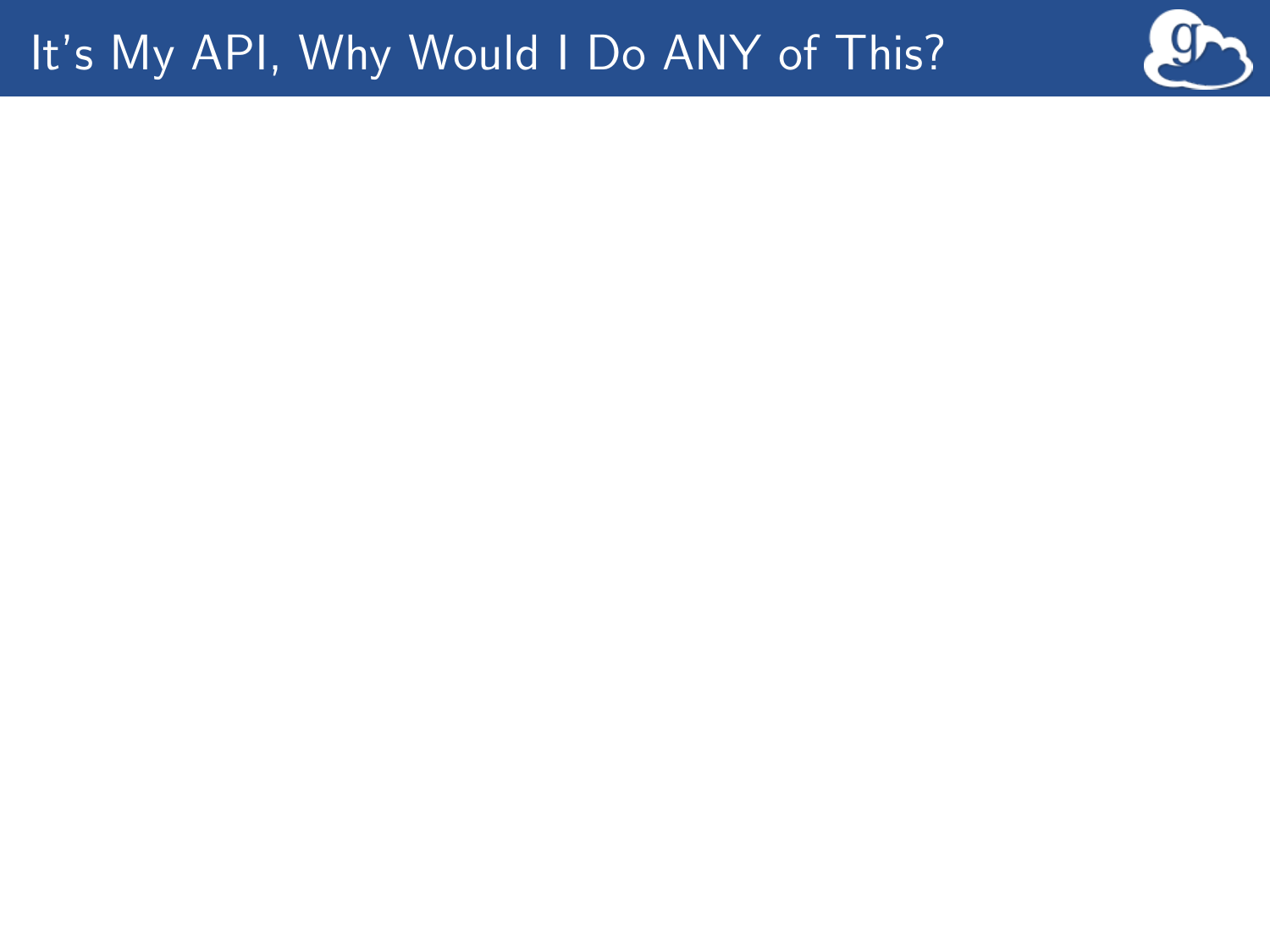# It's My API, Why Would I Do ANY of This?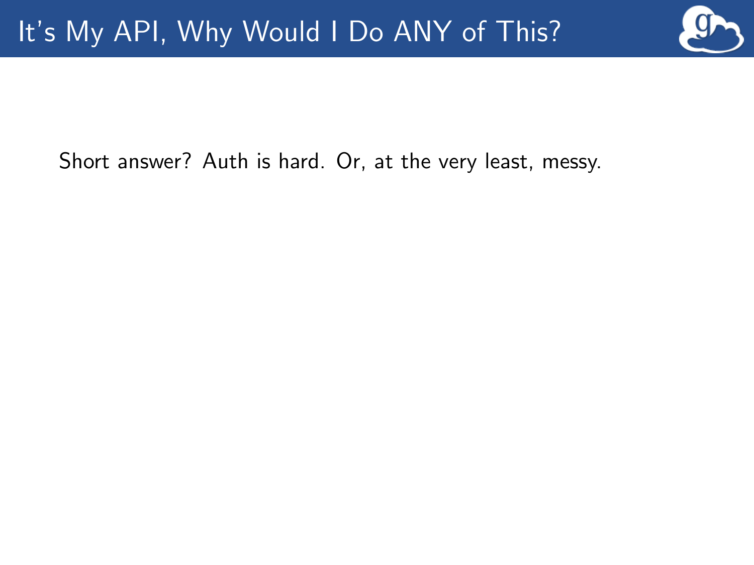# It's My API, Why Would I Do ANY of This?

Short answer? Auth is hard. Or, at the very least, messy.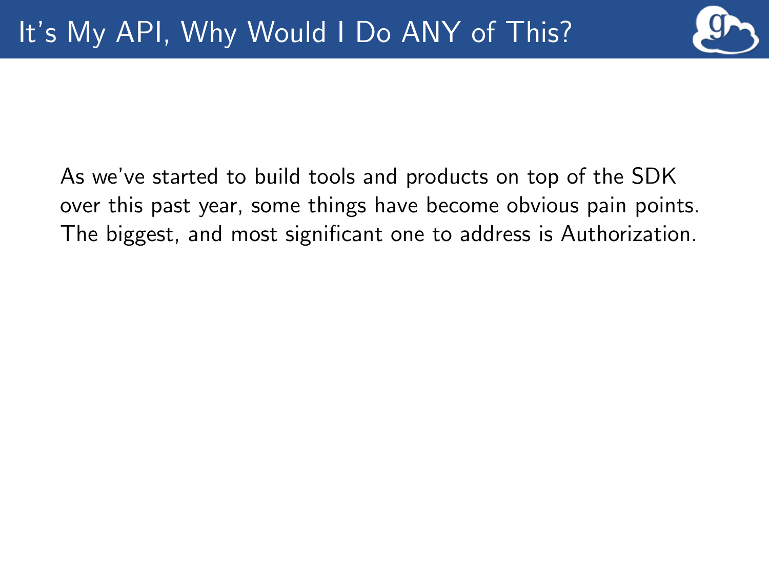# It's My API, Why Would I Do ANY of This?

As we've started to build tools and products on top of the SDK over this past year, some things have become obvious pain points. The biggest, and most significant one to address is Authorization.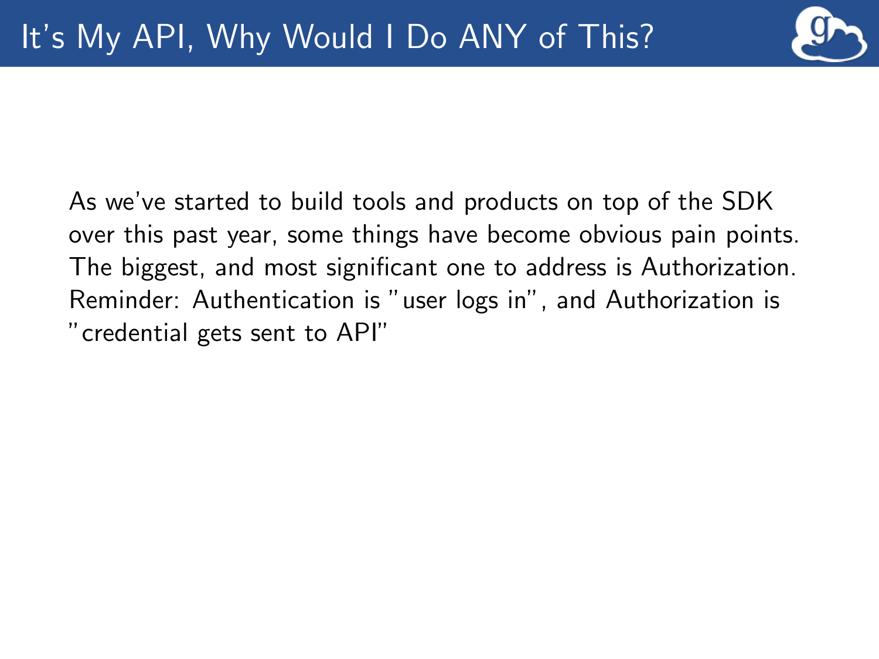# It's My API, Why Would I Do ANY of This?

As we've started to build tools and products on top of the SDK over this past year, some things have become obvious pain points. The biggest, and most significant one to address is Authorization. Reminder: Authentication is "user logs in", and Authorization is "credential gets sent to API"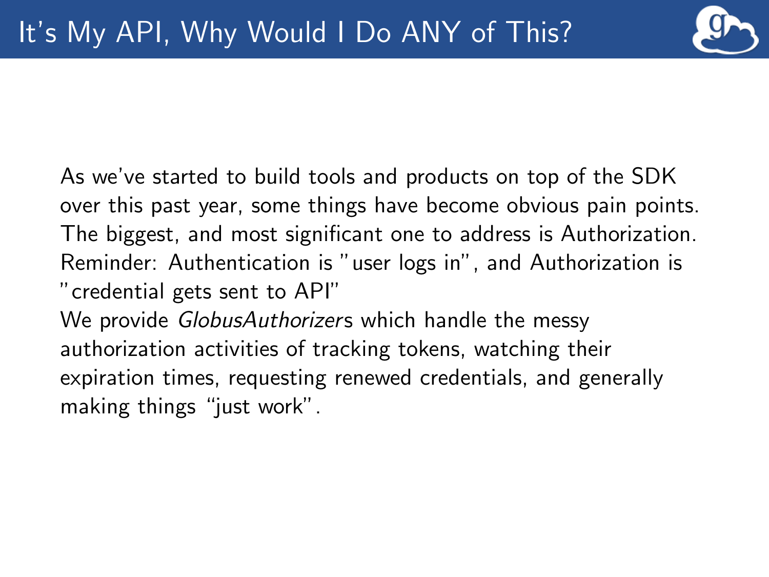# It's My API, Why Would I Do ANY of This?

As we've started to build tools and products on top of the SDK over this past year, some things have become obvious pain points.
The biggest, and most significant one to address is Authorization.
Reminder: Authentication is "user logs in", and Authorization is "credential gets sent to API"
We provide *GlobusAuthorizer*s which handle the messy authorization activities of tracking tokens, watching their expiration times, requesting renewed credentials, and generally making things "just work".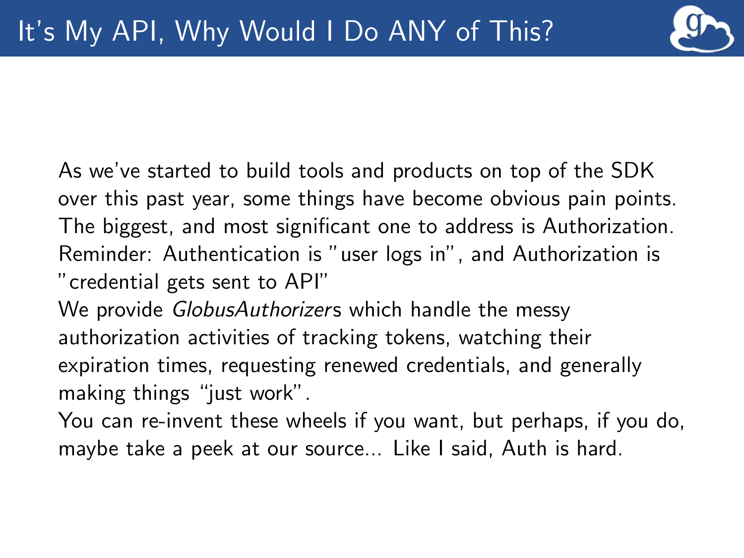# It's My API, Why Would I Do ANY of This?

As we've started to build tools and products on top of the SDK over this past year, some things have become obvious pain points.

The biggest, and most significant one to address is Authorization.

Reminder: Authentication is "user logs in", and Authorization is "credential gets sent to API"

We provide *GlobusAuthorizer*s which handle the messy authorization activities of tracking tokens, watching their expiration times, requesting renewed credentials, and generally making things "just work".

You can re-invent these wheels if you want, but perhaps, if you do, maybe take a peek at our source... Like I said, Auth is hard.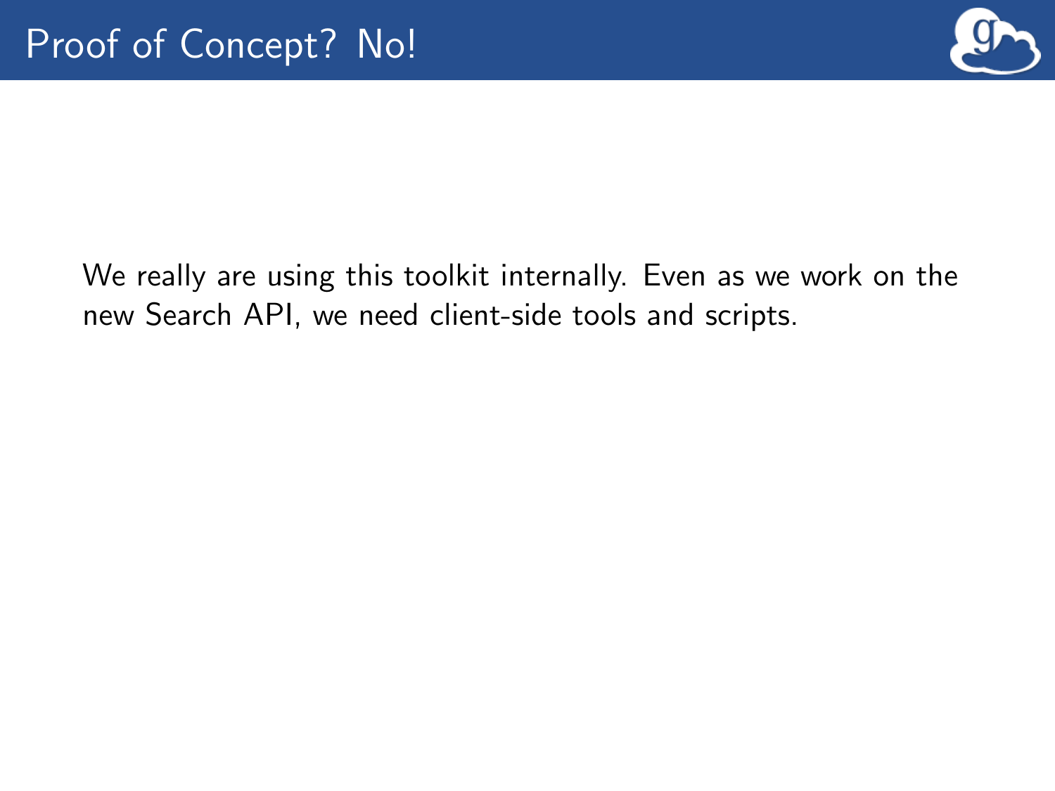# Proof of Concept? No!

We really are using this toolkit internally. Even as we work on the new Search API, we need client-side tools and scripts.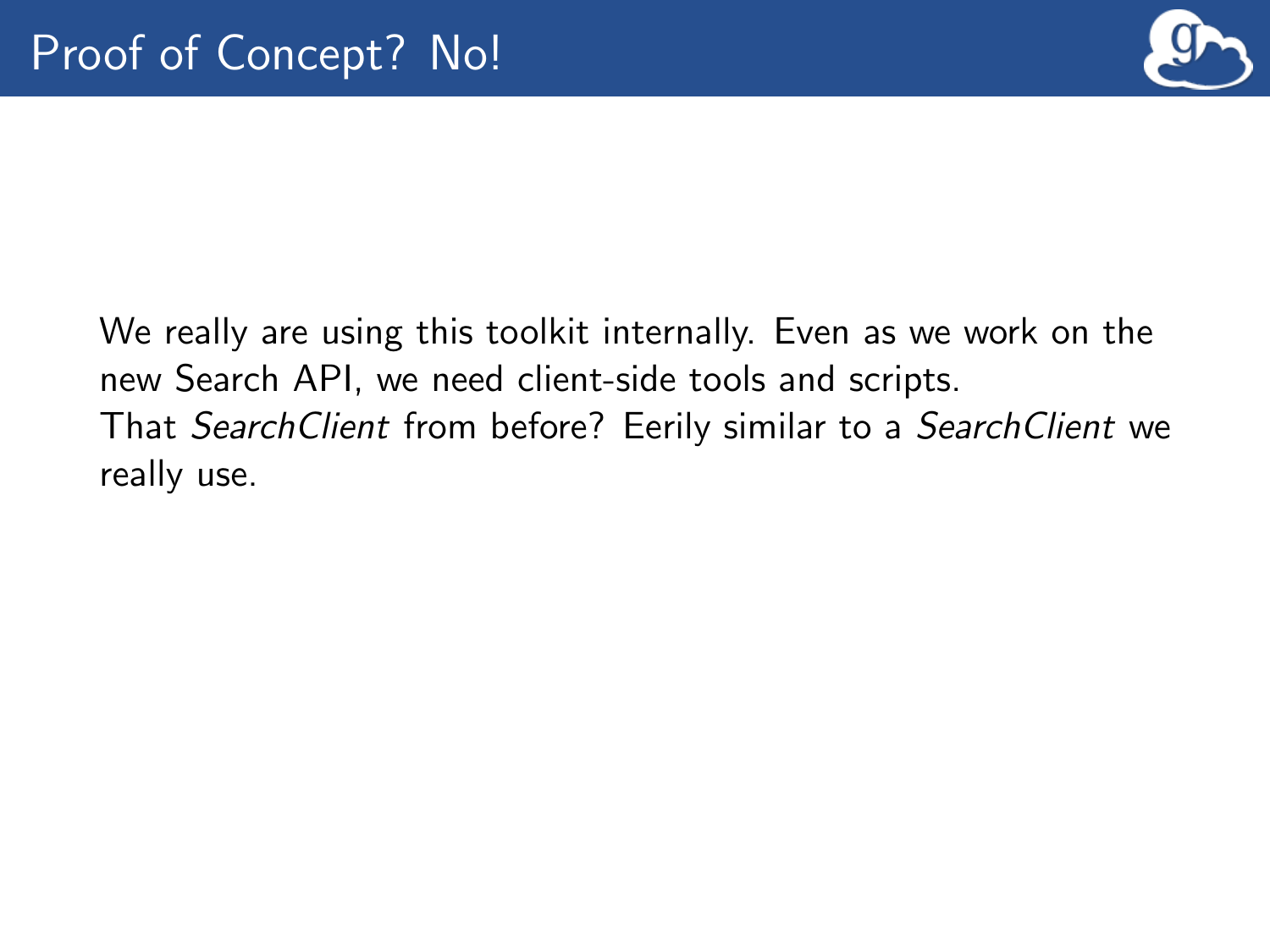# Proof of Concept? No!

We really are using this toolkit internally. Even as we work on the new Search API, we need client-side tools and scripts.
That *SearchClient* from before? Eerily similar to a *SearchClient* we really use.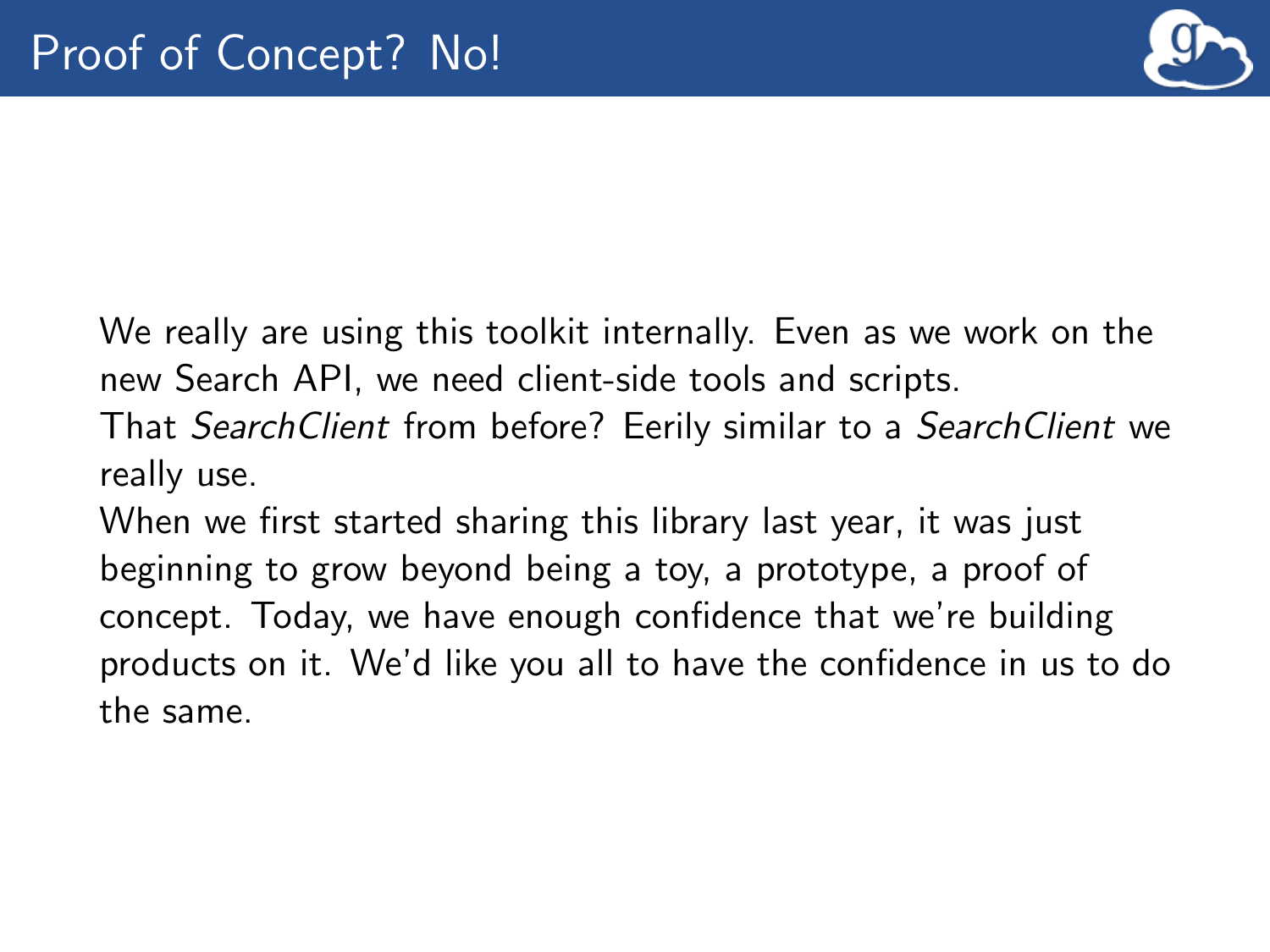# Proof of Concept? No!

We really are using this toolkit internally. Even as we work on the new Search API, we need client-side tools and scripts.

That *SearchClient* from before? Eerily similar to a *SearchClient* we really use.

When we first started sharing this library last year, it was just beginning to grow beyond being a toy, a prototype, a proof of concept. Today, we have enough confidence that we're building products on it. We'd like you all to have the confidence in us to do the same.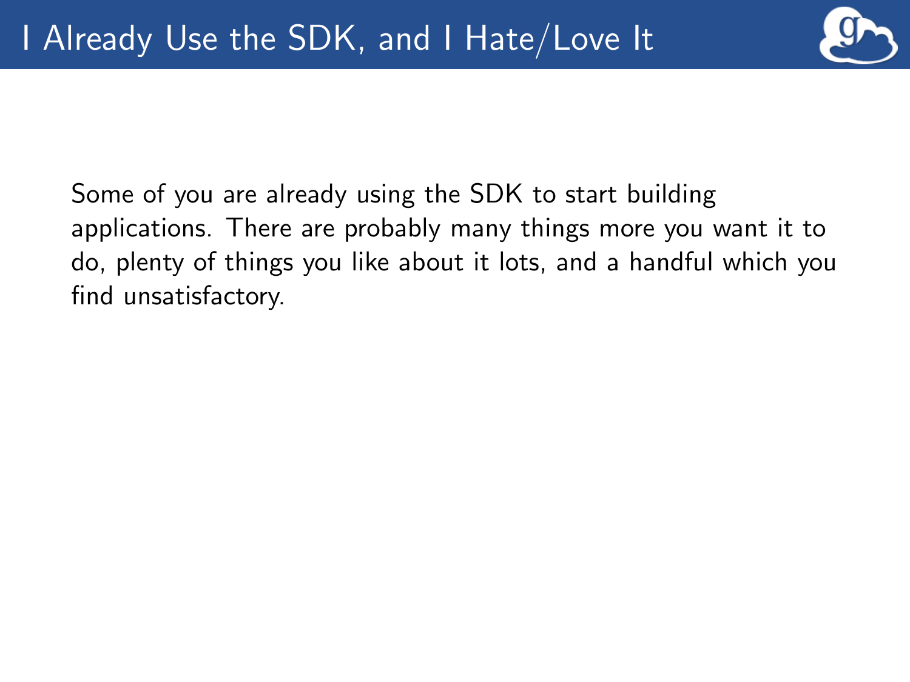# I Already Use the SDK, and I Hate/Love It

Some of you are already using the SDK to start building applications. There are probably many things more you want it to do, plenty of things you like about it lots, and a handful which you find unsatisfactory.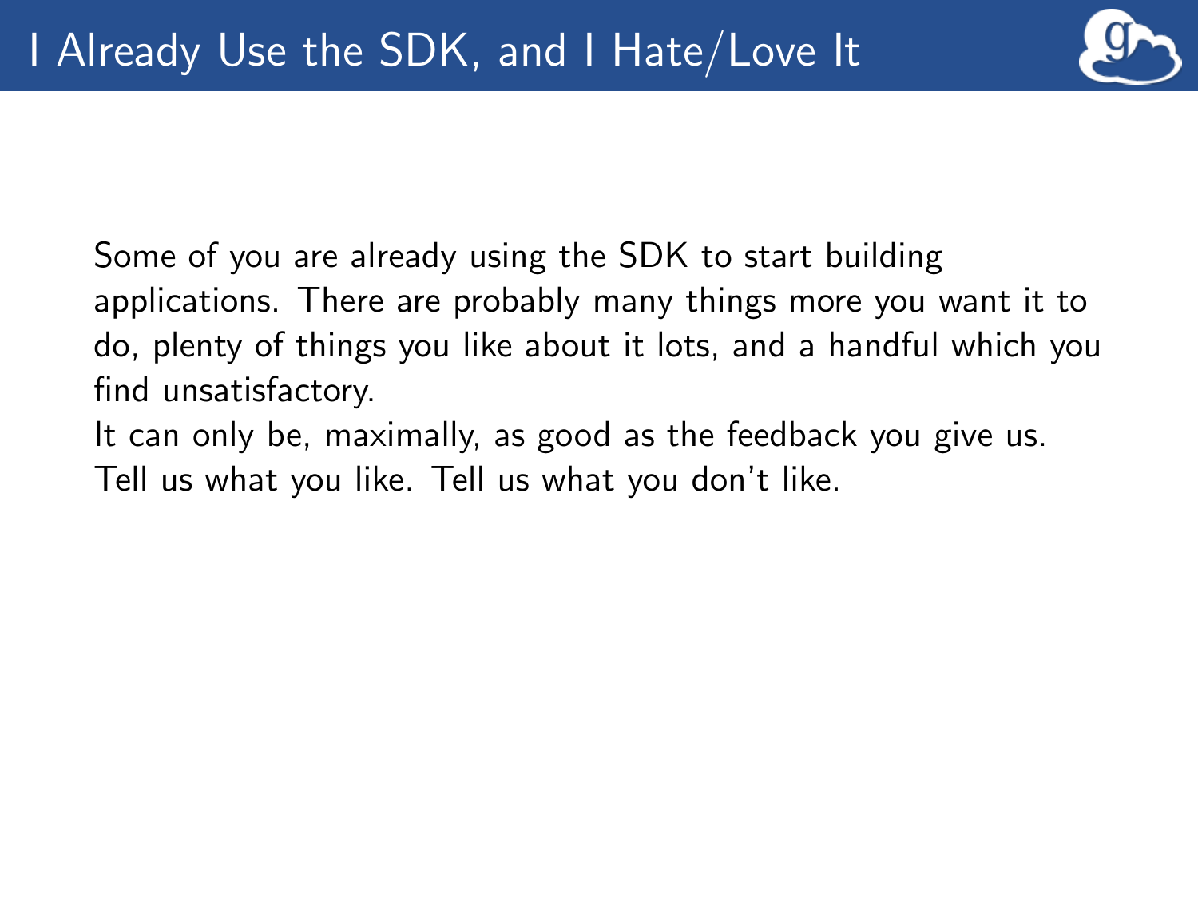# I Already Use the SDK, and I Hate/Love It

Some of you are already using the SDK to start building applications. There are probably many things more you want it to do, plenty of things you like about it lots, and a handful which you find unsatisfactory.
It can only be, maximally, as good as the feedback you give us.
Tell us what you like. Tell us what you don't like.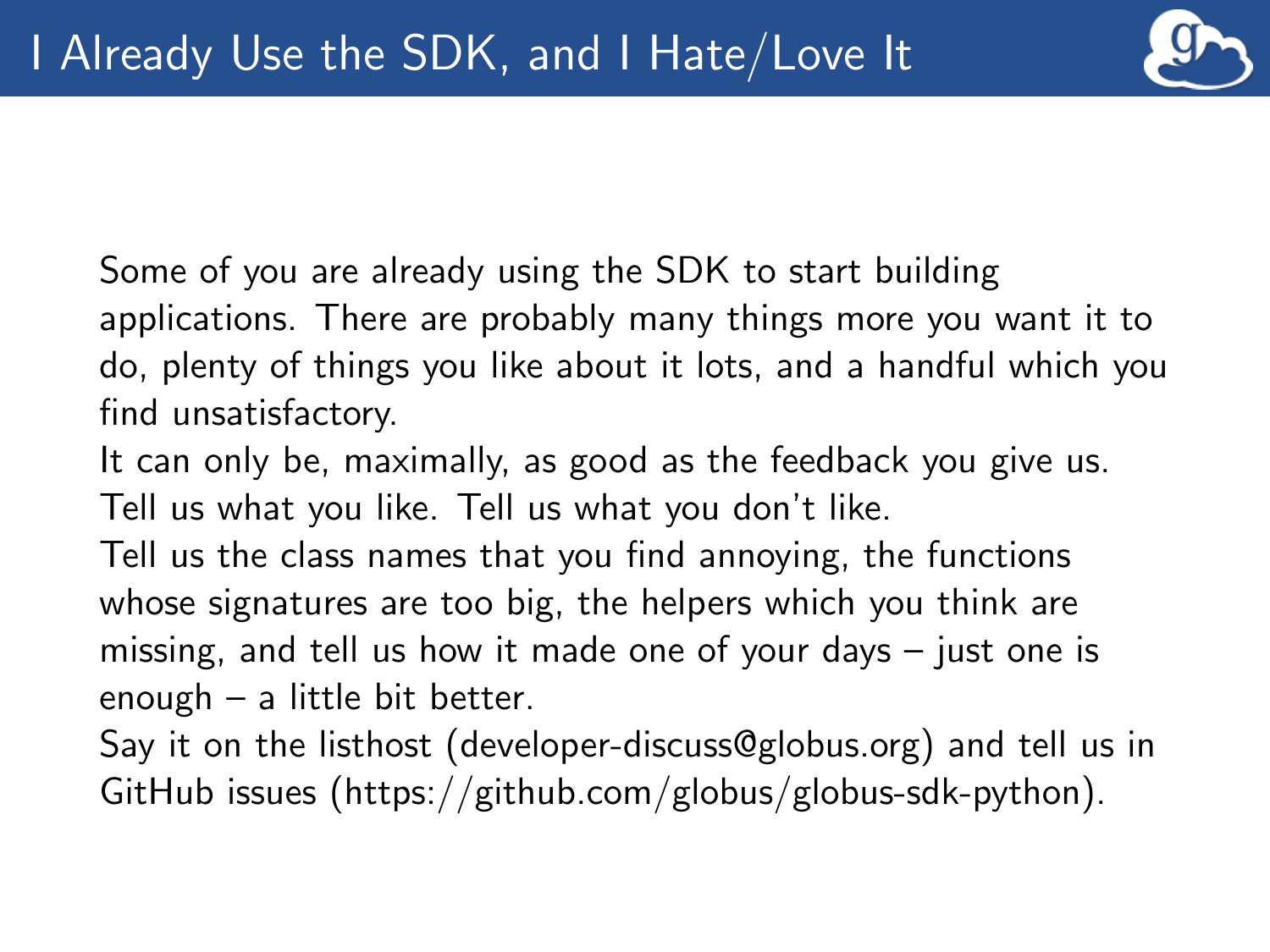# I Already Use the SDK, and I Hate/Love It

Some of you are already using the SDK to start building applications. There are probably many things more you want it to do, plenty of things you like about it lots, and a handful which you find unsatisfactory.

It can only be, maximally, as good as the feedback you give us. Tell us what you like. Tell us what you don't like.

Tell us the class names that you find annoying, the functions whose signatures are too big, the helpers which you think are missing, and tell us how it made one of your days – just one is enough – a little bit better.

Say it on the listhost (developer-discuss@globus.org) and tell us in GitHub issues (https://github.com/globus/globus-sdk-python).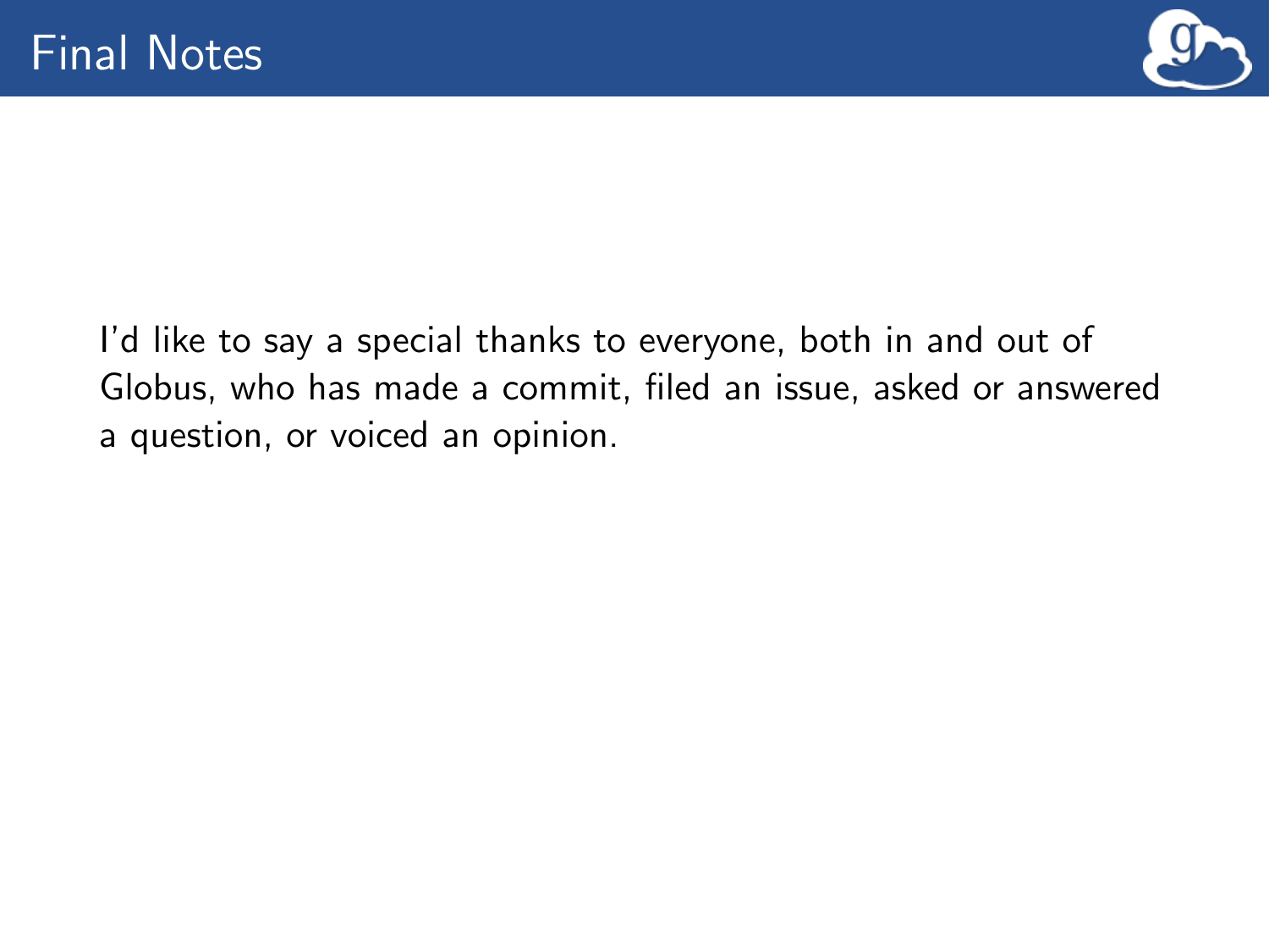# Final Notes

I'd like to say a special thanks to everyone, both in and out of Globus, who has made a commit, filed an issue, asked or answered a question, or voiced an opinion.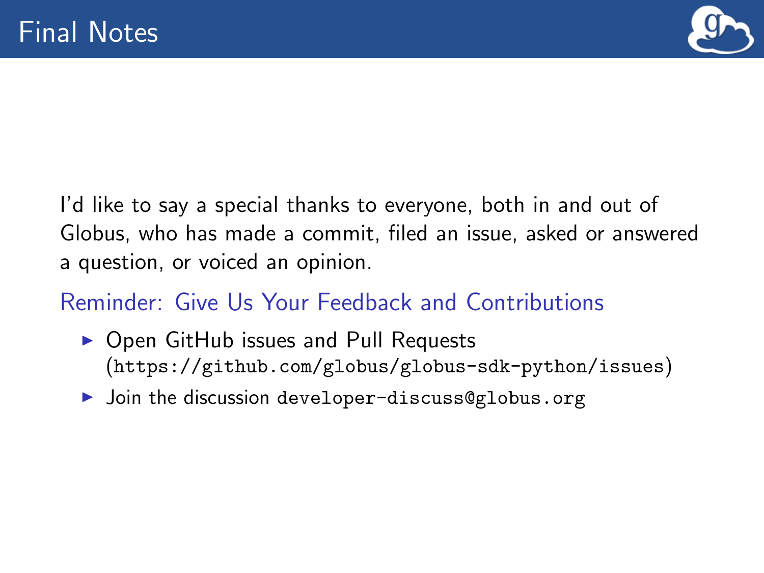# Final Notes

I'd like to say a special thanks to everyone, both in and out of Globus, who has made a commit, filed an issue, asked or answered a question, or voiced an opinion.

## Reminder: Give Us Your Feedback and Contributions

- Open GitHub issues and Pull Requests (`https://github.com/globus/globus-sdk-python/issues`)
- Join the discussion `developer-discuss@globus.org`